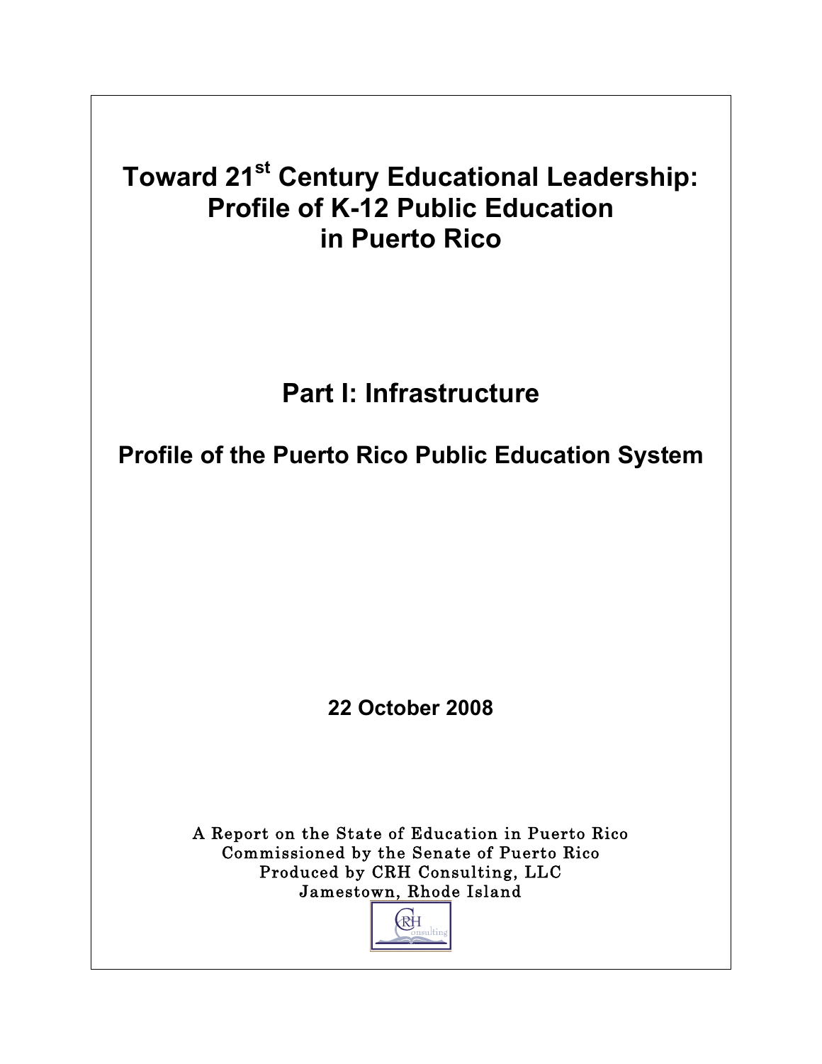# Toward 21st Century Educational Leadership: Profile of K-12 Public Education in Puerto Rico

## Part I: Infrastructure

### Profile of the Puerto Rico Public Education System

**22 October 2008**

A Report on the State of Education in Puerto Rico
Commissioned by the Senate of Puerto Rico
Produced by CRH Consulting, LLC
Jamestown, Rhode Island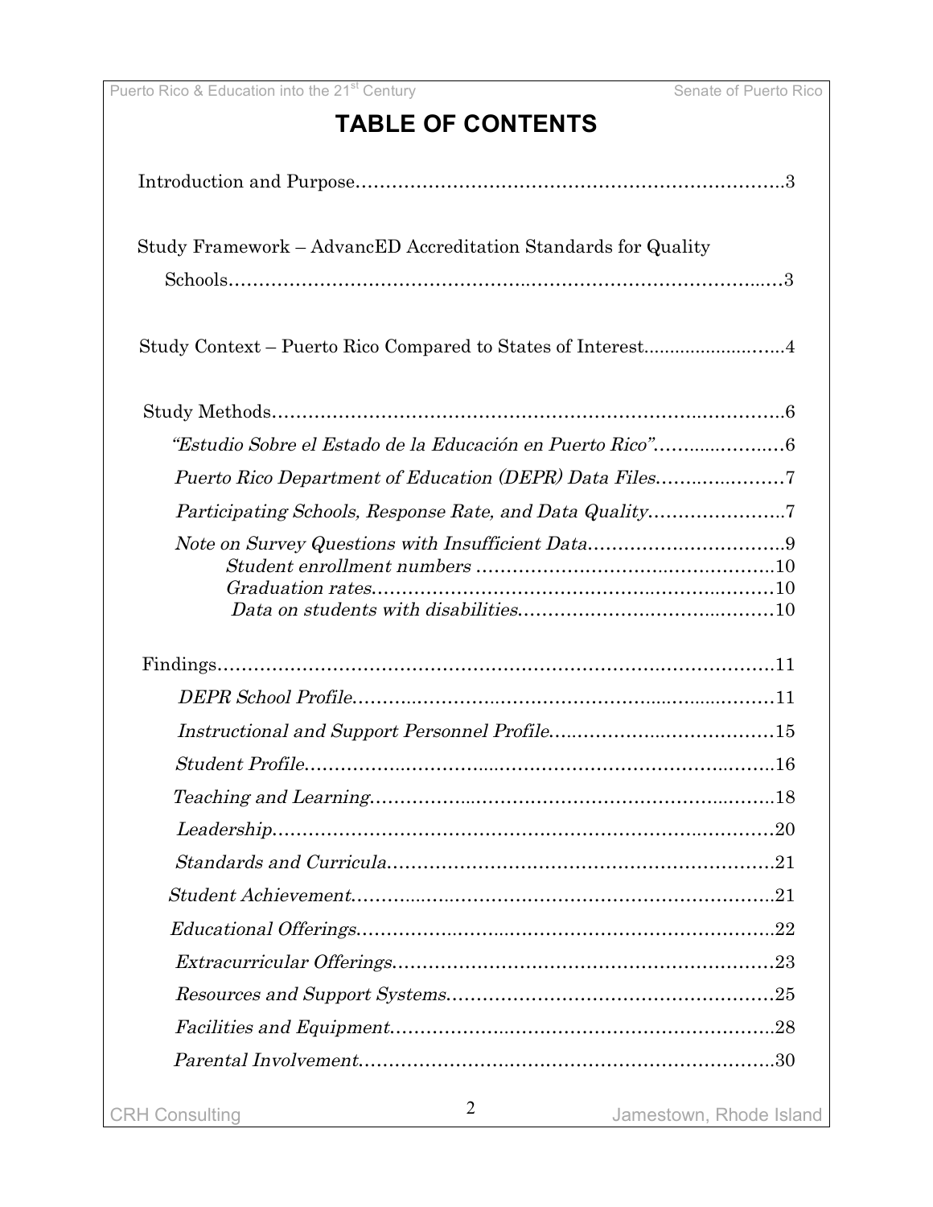# TABLE OF CONTENTS

Introduction and Purpose........................................................................3

Study Framework – AdvancED Accreditation Standards for Quality Schools........................................................................3

Study Context – Puerto Rico Compared to States of Interest........................................4

Study Methods........................................................................6

- *"Estudio Sobre el Estado de la Educación en Puerto Rico"*........................6
- *Puerto Rico Department of Education (DEPR) Data Files*........................7
- *Participating Schools, Response Rate, and Data Quality*........................7
- *Note on Survey Questions with Insufficient Data*........................9
  - *Student enrollment numbers*........................10
  - *Graduation rates*........................10
  - *Data on students with disabilities*........................10

Findings........................................................................11

- *DEPR School Profile*........................11
- *Instructional and Support Personnel Profile*........................15
- *Student Profile*........................16
- *Teaching and Learning*........................18
- *Leadership*........................20
- *Standards and Curricula*........................21
- *Student Achievement*........................21
- *Educational Offerings*........................22
- *Extracurricular Offerings*........................23
- *Resources and Support Systems*........................25
- *Facilities and Equipment*........................28
- *Parental Involvement*........................30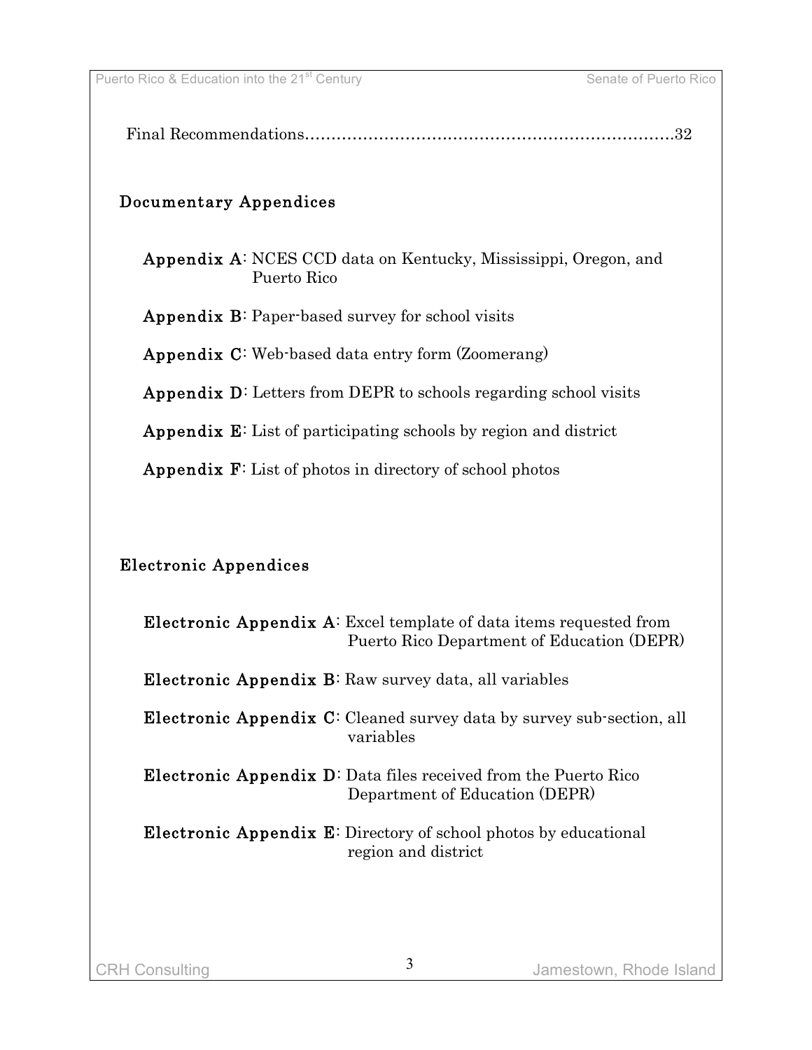Final Recommendations……………………………………………………………32

## Documentary Appendices

**Appendix A**: NCES CCD data on Kentucky, Mississippi, Oregon, and Puerto Rico

**Appendix B**: Paper-based survey for school visits

**Appendix C**: Web-based data entry form (Zoomerang)

**Appendix D**: Letters from DEPR to schools regarding school visits

**Appendix E**: List of participating schools by region and district

**Appendix F**: List of photos in directory of school photos

## Electronic Appendices

**Electronic Appendix A**: Excel template of data items requested from Puerto Rico Department of Education (DEPR)

**Electronic Appendix B**: Raw survey data, all variables

**Electronic Appendix C**: Cleaned survey data by survey sub-section, all variables

**Electronic Appendix D**: Data files received from the Puerto Rico Department of Education (DEPR)

**Electronic Appendix E**: Directory of school photos by educational region and district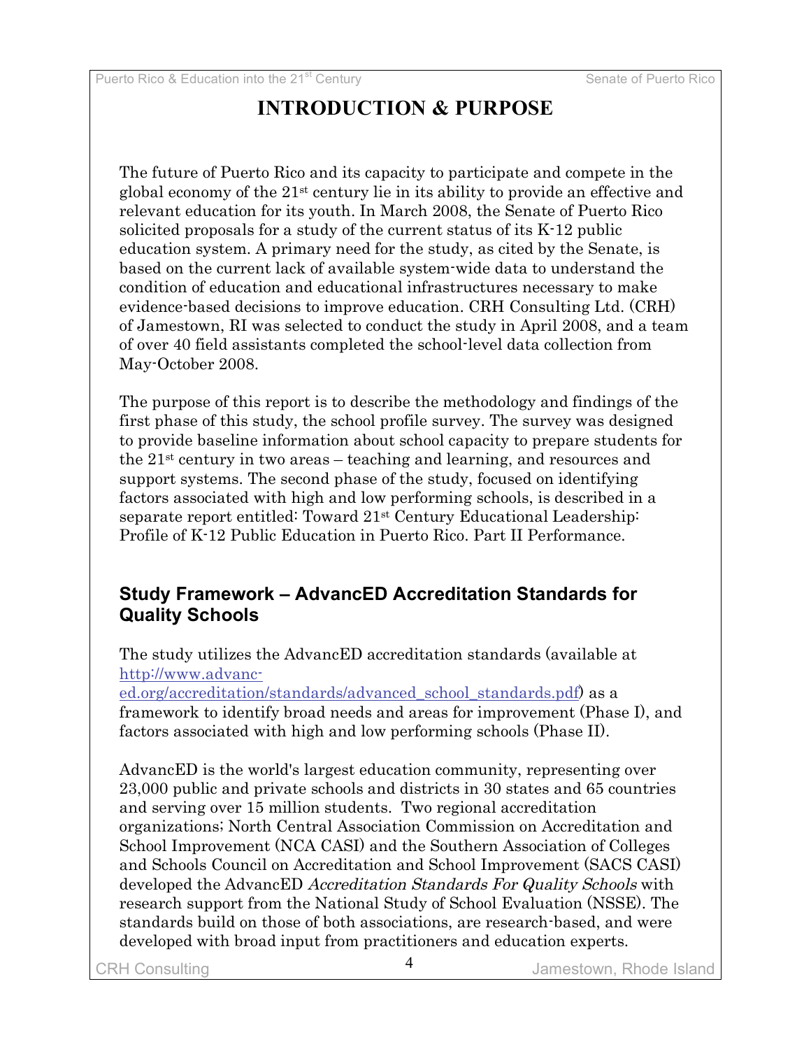# INTRODUCTION & PURPOSE

The future of Puerto Rico and its capacity to participate and compete in the global economy of the 21st century lie in its ability to provide an effective and relevant education for its youth. In March 2008, the Senate of Puerto Rico solicited proposals for a study of the current status of its K-12 public education system. A primary need for the study, as cited by the Senate, is based on the current lack of available system-wide data to understand the condition of education and educational infrastructures necessary to make evidence-based decisions to improve education. CRH Consulting Ltd. (CRH) of Jamestown, RI was selected to conduct the study in April 2008, and a team of over 40 field assistants completed the school-level data collection from May-October 2008.

The purpose of this report is to describe the methodology and findings of the first phase of this study, the school profile survey. The survey was designed to provide baseline information about school capacity to prepare students for the 21st century in two areas – teaching and learning, and resources and support systems. The second phase of the study, focused on identifying factors associated with high and low performing schools, is described in a separate report entitled: Toward 21st Century Educational Leadership: Profile of K-12 Public Education in Puerto Rico. Part II Performance.

## Study Framework – AdvancED Accreditation Standards for Quality Schools

The study utilizes the AdvancED accreditation standards (available at http://www.advanc-ed.org/accreditation/standards/advanced_school_standards.pdf) as a framework to identify broad needs and areas for improvement (Phase I), and factors associated with high and low performing schools (Phase II).

AdvancED is the world's largest education community, representing over 23,000 public and private schools and districts in 30 states and 65 countries and serving over 15 million students. Two regional accreditation organizations; North Central Association Commission on Accreditation and School Improvement (NCA CASI) and the Southern Association of Colleges and Schools Council on Accreditation and School Improvement (SACS CASI) developed the AdvancED *Accreditation Standards For Quality Schools* with research support from the National Study of School Evaluation (NSSE). The standards build on those of both associations, are research-based, and were developed with broad input from practitioners and education experts.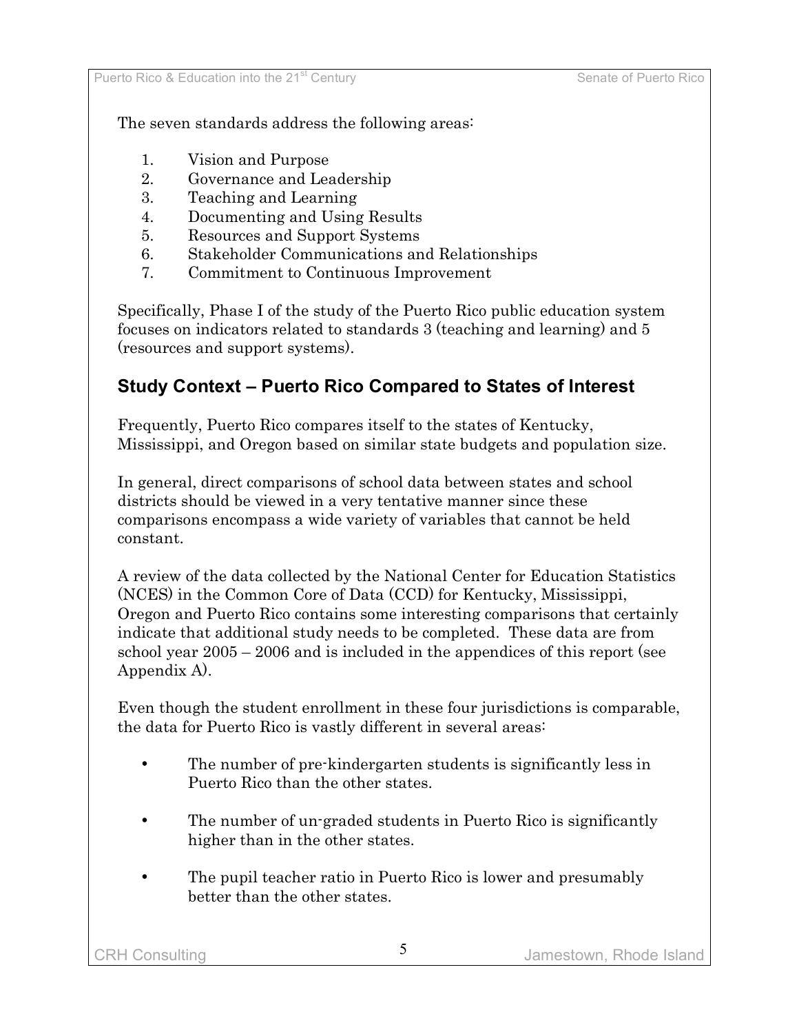The seven standards address the following areas:

1. Vision and Purpose
2. Governance and Leadership
3. Teaching and Learning
4. Documenting and Using Results
5. Resources and Support Systems
6. Stakeholder Communications and Relationships
7. Commitment to Continuous Improvement

Specifically, Phase I of the study of the Puerto Rico public education system focuses on indicators related to standards 3 (teaching and learning) and 5 (resources and support systems).

## Study Context – Puerto Rico Compared to States of Interest

Frequently, Puerto Rico compares itself to the states of Kentucky, Mississippi, and Oregon based on similar state budgets and population size.

In general, direct comparisons of school data between states and school districts should be viewed in a very tentative manner since these comparisons encompass a wide variety of variables that cannot be held constant.

A review of the data collected by the National Center for Education Statistics (NCES) in the Common Core of Data (CCD) for Kentucky, Mississippi, Oregon and Puerto Rico contains some interesting comparisons that certainly indicate that additional study needs to be completed. These data are from school year 2005 – 2006 and is included in the appendices of this report (see Appendix A).

Even though the student enrollment in these four jurisdictions is comparable, the data for Puerto Rico is vastly different in several areas:

- The number of pre-kindergarten students is significantly less in Puerto Rico than the other states.
- The number of un-graded students in Puerto Rico is significantly higher than in the other states.
- The pupil teacher ratio in Puerto Rico is lower and presumably better than the other states.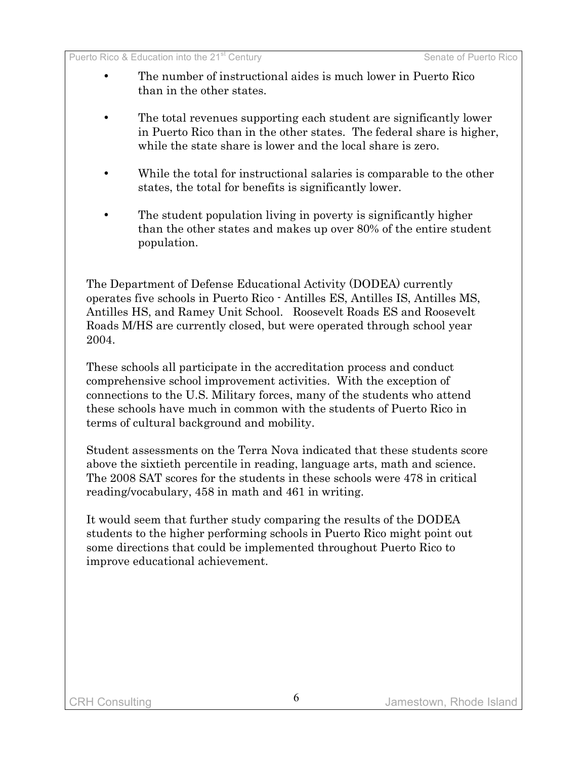- The number of instructional aides is much lower in Puerto Rico than in the other states.

- The total revenues supporting each student are significantly lower in Puerto Rico than in the other states. The federal share is higher, while the state share is lower and the local share is zero.

- While the total for instructional salaries is comparable to the other states, the total for benefits is significantly lower.

- The student population living in poverty is significantly higher than the other states and makes up over 80% of the entire student population.

The Department of Defense Educational Activity (DODEA) currently operates five schools in Puerto Rico - Antilles ES, Antilles IS, Antilles MS, Antilles HS, and Ramey Unit School. Roosevelt Roads ES and Roosevelt Roads M/HS are currently closed, but were operated through school year 2004.

These schools all participate in the accreditation process and conduct comprehensive school improvement activities. With the exception of connections to the U.S. Military forces, many of the students who attend these schools have much in common with the students of Puerto Rico in terms of cultural background and mobility.

Student assessments on the Terra Nova indicated that these students score above the sixtieth percentile in reading, language arts, math and science. The 2008 SAT scores for the students in these schools were 478 in critical reading/vocabulary, 458 in math and 461 in writing.

It would seem that further study comparing the results of the DODEA students to the higher performing schools in Puerto Rico might point out some directions that could be implemented throughout Puerto Rico to improve educational achievement.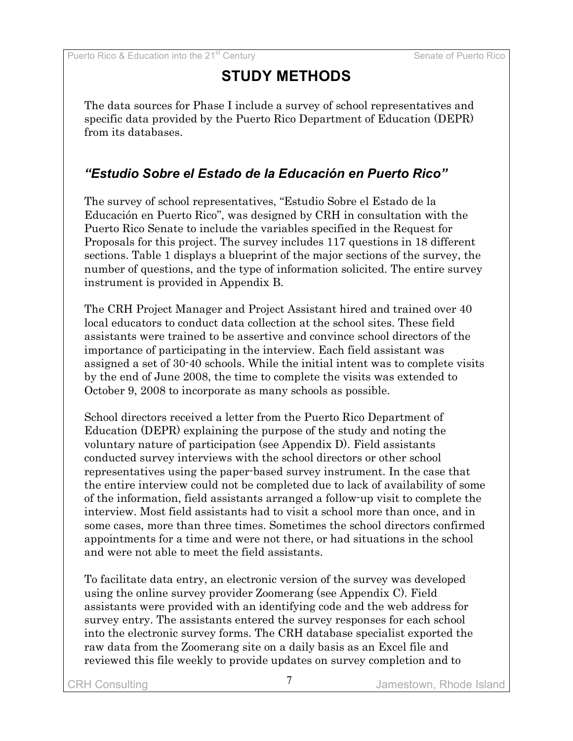# STUDY METHODS

The data sources for Phase I include a survey of school representatives and specific data provided by the Puerto Rico Department of Education (DEPR) from its databases.

## *"Estudio Sobre el Estado de la Educación en Puerto Rico"*

The survey of school representatives, "Estudio Sobre el Estado de la Educación en Puerto Rico", was designed by CRH in consultation with the Puerto Rico Senate to include the variables specified in the Request for Proposals for this project. The survey includes 117 questions in 18 different sections. Table 1 displays a blueprint of the major sections of the survey, the number of questions, and the type of information solicited. The entire survey instrument is provided in Appendix B.

The CRH Project Manager and Project Assistant hired and trained over 40 local educators to conduct data collection at the school sites. These field assistants were trained to be assertive and convince school directors of the importance of participating in the interview. Each field assistant was assigned a set of 30-40 schools. While the initial intent was to complete visits by the end of June 2008, the time to complete the visits was extended to October 9, 2008 to incorporate as many schools as possible.

School directors received a letter from the Puerto Rico Department of Education (DEPR) explaining the purpose of the study and noting the voluntary nature of participation (see Appendix D). Field assistants conducted survey interviews with the school directors or other school representatives using the paper-based survey instrument. In the case that the entire interview could not be completed due to lack of availability of some of the information, field assistants arranged a follow-up visit to complete the interview. Most field assistants had to visit a school more than once, and in some cases, more than three times. Sometimes the school directors confirmed appointments for a time and were not there, or had situations in the school and were not able to meet the field assistants.

To facilitate data entry, an electronic version of the survey was developed using the online survey provider Zoomerang (see Appendix C). Field assistants were provided with an identifying code and the web address for survey entry. The assistants entered the survey responses for each school into the electronic survey forms. The CRH database specialist exported the raw data from the Zoomerang site on a daily basis as an Excel file and reviewed this file weekly to provide updates on survey completion and to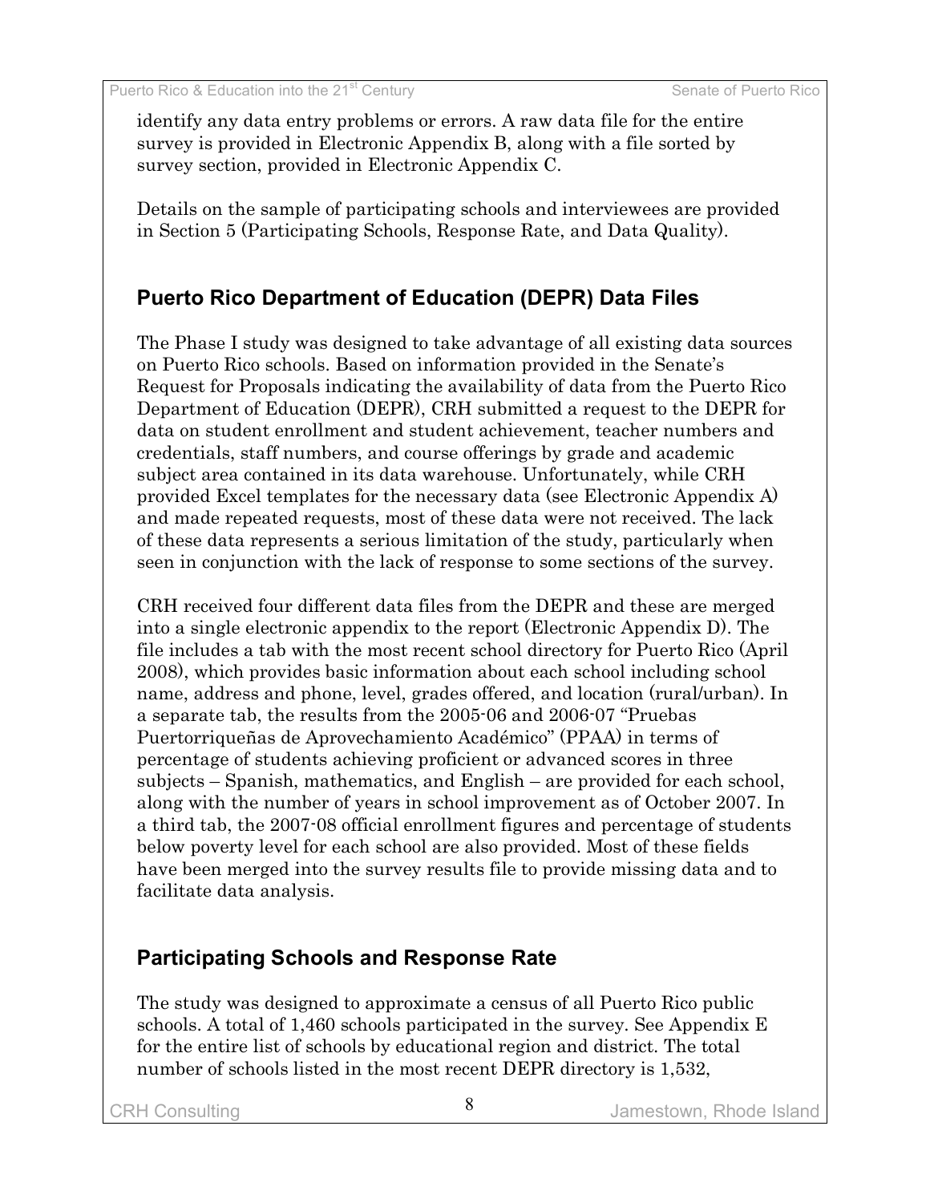identify any data entry problems or errors. A raw data file for the entire survey is provided in Electronic Appendix B, along with a file sorted by survey section, provided in Electronic Appendix C.

Details on the sample of participating schools and interviewees are provided in Section 5 (Participating Schools, Response Rate, and Data Quality).

## Puerto Rico Department of Education (DEPR) Data Files

The Phase I study was designed to take advantage of all existing data sources on Puerto Rico schools. Based on information provided in the Senate's Request for Proposals indicating the availability of data from the Puerto Rico Department of Education (DEPR), CRH submitted a request to the DEPR for data on student enrollment and student achievement, teacher numbers and credentials, staff numbers, and course offerings by grade and academic subject area contained in its data warehouse. Unfortunately, while CRH provided Excel templates for the necessary data (see Electronic Appendix A) and made repeated requests, most of these data were not received. The lack of these data represents a serious limitation of the study, particularly when seen in conjunction with the lack of response to some sections of the survey.

CRH received four different data files from the DEPR and these are merged into a single electronic appendix to the report (Electronic Appendix D). The file includes a tab with the most recent school directory for Puerto Rico (April 2008), which provides basic information about each school including school name, address and phone, level, grades offered, and location (rural/urban). In a separate tab, the results from the 2005-06 and 2006-07 "Pruebas Puertorriqueñas de Aprovechamiento Académico" (PPAA) in terms of percentage of students achieving proficient or advanced scores in three subjects – Spanish, mathematics, and English – are provided for each school, along with the number of years in school improvement as of October 2007. In a third tab, the 2007-08 official enrollment figures and percentage of students below poverty level for each school are also provided. Most of these fields have been merged into the survey results file to provide missing data and to facilitate data analysis.

## Participating Schools and Response Rate

The study was designed to approximate a census of all Puerto Rico public schools. A total of 1,460 schools participated in the survey. See Appendix E for the entire list of schools by educational region and district. The total number of schools listed in the most recent DEPR directory is 1,532,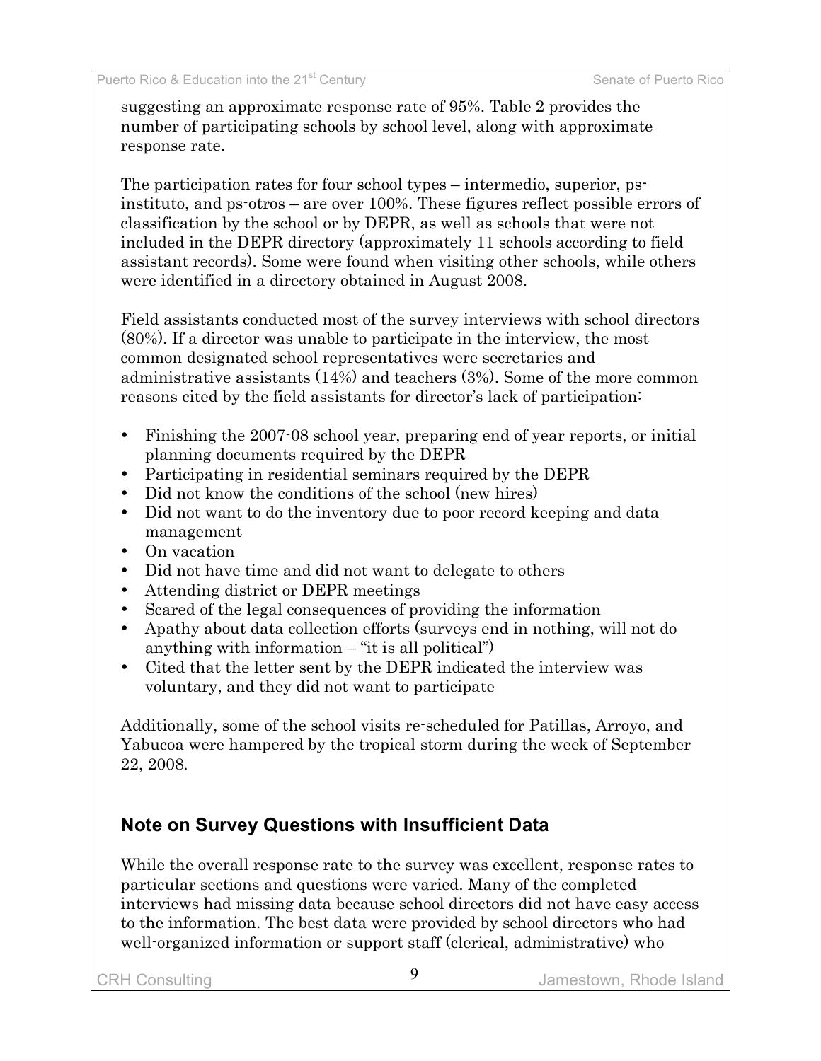suggesting an approximate response rate of 95%. Table 2 provides the number of participating schools by school level, along with approximate response rate.

The participation rates for four school types – intermedio, superior, ps-instituto, and ps-otros – are over 100%. These figures reflect possible errors of classification by the school or by DEPR, as well as schools that were not included in the DEPR directory (approximately 11 schools according to field assistant records). Some were found when visiting other schools, while others were identified in a directory obtained in August 2008.

Field assistants conducted most of the survey interviews with school directors (80%). If a director was unable to participate in the interview, the most common designated school representatives were secretaries and administrative assistants (14%) and teachers (3%). Some of the more common reasons cited by the field assistants for director's lack of participation:

- Finishing the 2007-08 school year, preparing end of year reports, or initial planning documents required by the DEPR
- Participating in residential seminars required by the DEPR
- Did not know the conditions of the school (new hires)
- Did not want to do the inventory due to poor record keeping and data management
- On vacation
- Did not have time and did not want to delegate to others
- Attending district or DEPR meetings
- Scared of the legal consequences of providing the information
- Apathy about data collection efforts (surveys end in nothing, will not do anything with information – "it is all political")
- Cited that the letter sent by the DEPR indicated the interview was voluntary, and they did not want to participate

Additionally, some of the school visits re-scheduled for Patillas, Arroyo, and Yabucoa were hampered by the tropical storm during the week of September 22, 2008.

## Note on Survey Questions with Insufficient Data

While the overall response rate to the survey was excellent, response rates to particular sections and questions were varied. Many of the completed interviews had missing data because school directors did not have easy access to the information. The best data were provided by school directors who had well-organized information or support staff (clerical, administrative) who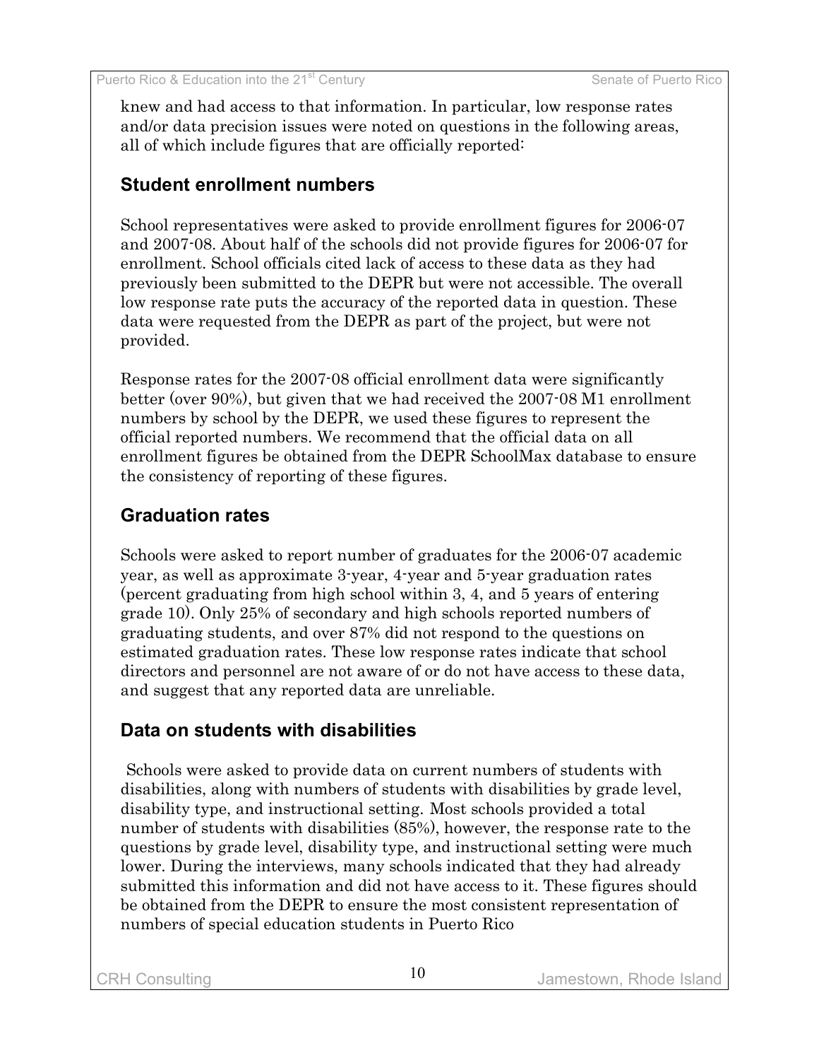knew and had access to that information. In particular, low response rates and/or data precision issues were noted on questions in the following areas, all of which include figures that are officially reported:

## Student enrollment numbers

School representatives were asked to provide enrollment figures for 2006-07 and 2007-08. About half of the schools did not provide figures for 2006-07 for enrollment. School officials cited lack of access to these data as they had previously been submitted to the DEPR but were not accessible. The overall low response rate puts the accuracy of the reported data in question. These data were requested from the DEPR as part of the project, but were not provided.

Response rates for the 2007-08 official enrollment data were significantly better (over 90%), but given that we had received the 2007-08 M1 enrollment numbers by school by the DEPR, we used these figures to represent the official reported numbers. We recommend that the official data on all enrollment figures be obtained from the DEPR SchoolMax database to ensure the consistency of reporting of these figures.

## Graduation rates

Schools were asked to report number of graduates for the 2006-07 academic year, as well as approximate 3-year, 4-year and 5-year graduation rates (percent graduating from high school within 3, 4, and 5 years of entering grade 10). Only 25% of secondary and high schools reported numbers of graduating students, and over 87% did not respond to the questions on estimated graduation rates. These low response rates indicate that school directors and personnel are not aware of or do not have access to these data, and suggest that any reported data are unreliable.

## Data on students with disabilities

Schools were asked to provide data on current numbers of students with disabilities, along with numbers of students with disabilities by grade level, disability type, and instructional setting. Most schools provided a total number of students with disabilities (85%), however, the response rate to the questions by grade level, disability type, and instructional setting were much lower. During the interviews, many schools indicated that they had already submitted this information and did not have access to it. These figures should be obtained from the DEPR to ensure the most consistent representation of numbers of special education students in Puerto Rico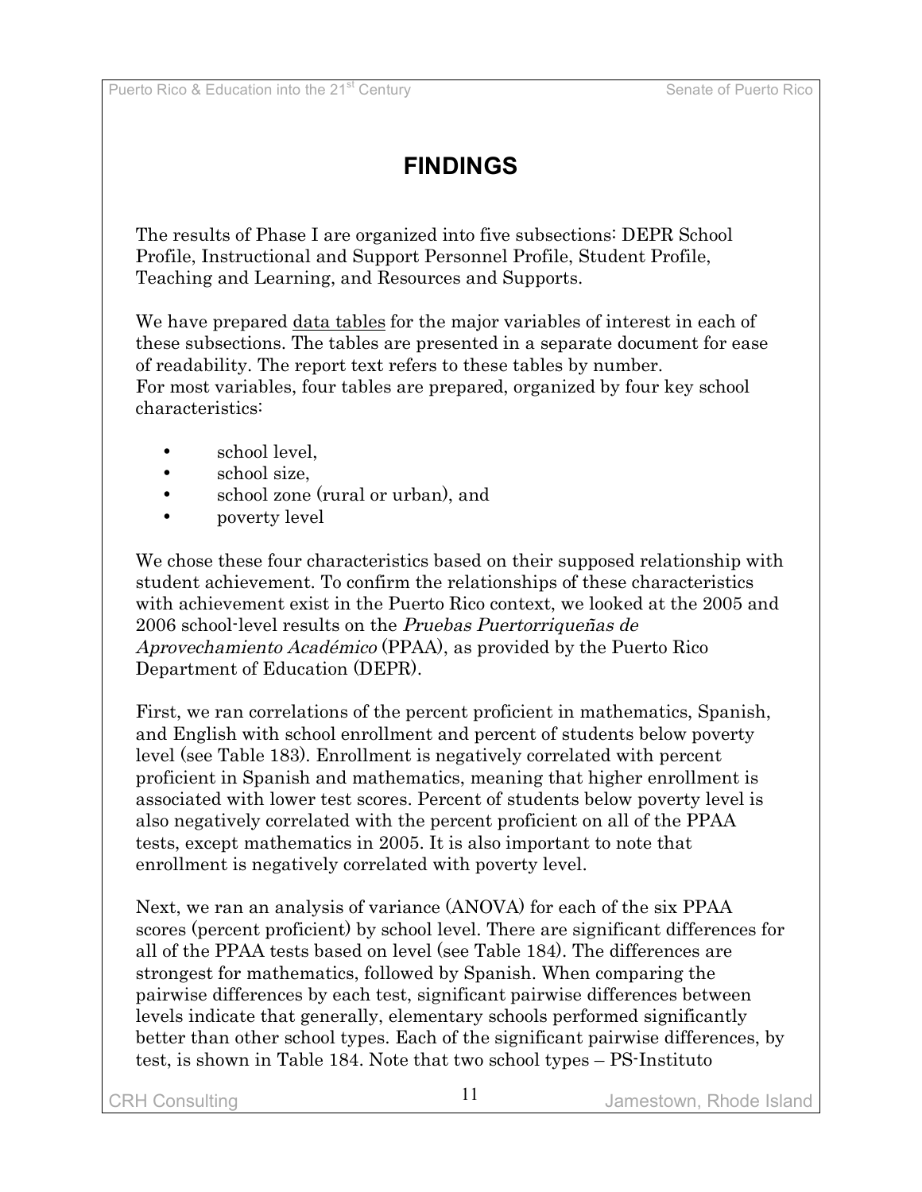# FINDINGS

The results of Phase I are organized into five subsections: DEPR School Profile, Instructional and Support Personnel Profile, Student Profile, Teaching and Learning, and Resources and Supports.

We have prepared data tables for the major variables of interest in each of these subsections. The tables are presented in a separate document for ease of readability. The report text refers to these tables by number.
For most variables, four tables are prepared, organized by four key school characteristics:

- school level,
- school size,
- school zone (rural or urban), and
- poverty level

We chose these four characteristics based on their supposed relationship with student achievement. To confirm the relationships of these characteristics with achievement exist in the Puerto Rico context, we looked at the 2005 and 2006 school-level results on the *Pruebas Puertorriqueñas de Aprovechamiento Académico* (PPAA), as provided by the Puerto Rico Department of Education (DEPR).

First, we ran correlations of the percent proficient in mathematics, Spanish, and English with school enrollment and percent of students below poverty level (see Table 183). Enrollment is negatively correlated with percent proficient in Spanish and mathematics, meaning that higher enrollment is associated with lower test scores. Percent of students below poverty level is also negatively correlated with the percent proficient on all of the PPAA tests, except mathematics in 2005. It is also important to note that enrollment is negatively correlated with poverty level.

Next, we ran an analysis of variance (ANOVA) for each of the six PPAA scores (percent proficient) by school level. There are significant differences for all of the PPAA tests based on level (see Table 184). The differences are strongest for mathematics, followed by Spanish. When comparing the pairwise differences by each test, significant pairwise differences between levels indicate that generally, elementary schools performed significantly better than other school types. Each of the significant pairwise differences, by test, is shown in Table 184. Note that two school types – PS-Instituto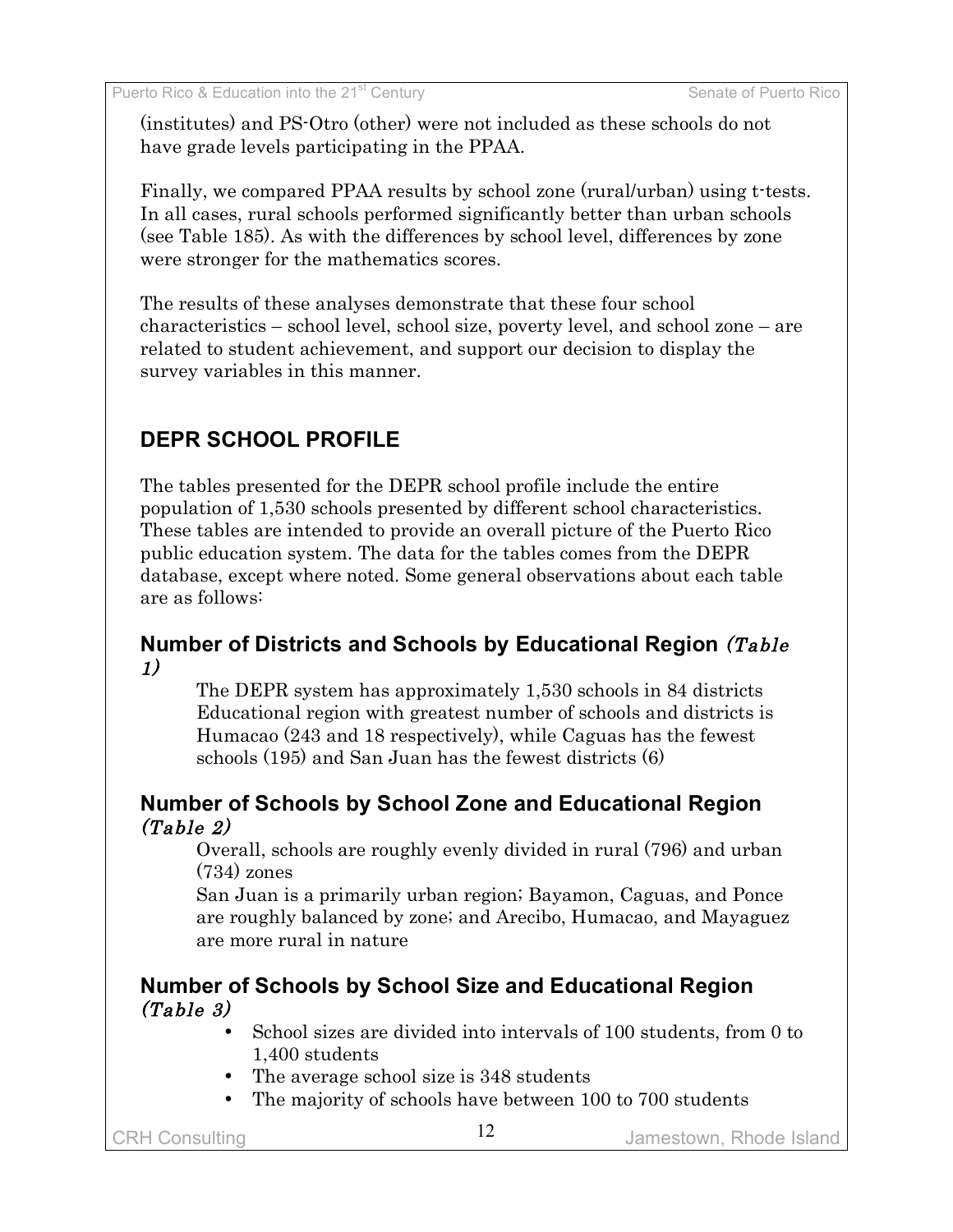(institutes) and PS-Otro (other) were not included as these schools do not have grade levels participating in the PPAA.

Finally, we compared PPAA results by school zone (rural/urban) using t-tests. In all cases, rural schools performed significantly better than urban schools (see Table 185). As with the differences by school level, differences by zone were stronger for the mathematics scores.

The results of these analyses demonstrate that these four school characteristics – school level, school size, poverty level, and school zone – are related to student achievement, and support our decision to display the survey variables in this manner.

## DEPR SCHOOL PROFILE

The tables presented for the DEPR school profile include the entire population of 1,530 schools presented by different school characteristics. These tables are intended to provide an overall picture of the Puerto Rico public education system. The data for the tables comes from the DEPR database, except where noted. Some general observations about each table are as follows:

### Number of Districts and Schools by Educational Region *(Table 1)*

The DEPR system has approximately 1,530 schools in 84 districts
Educational region with greatest number of schools and districts is Humacao (243 and 18 respectively), while Caguas has the fewest schools (195) and San Juan has the fewest districts (6)

### Number of Schools by School Zone and Educational Region *(Table 2)*

Overall, schools are roughly evenly divided in rural (796) and urban (734) zones
San Juan is a primarily urban region; Bayamon, Caguas, and Ponce are roughly balanced by zone; and Arecibo, Humacao, and Mayaguez are more rural in nature

### Number of Schools by School Size and Educational Region *(Table 3)*

- School sizes are divided into intervals of 100 students, from 0 to 1,400 students
- The average school size is 348 students
- The majority of schools have between 100 to 700 students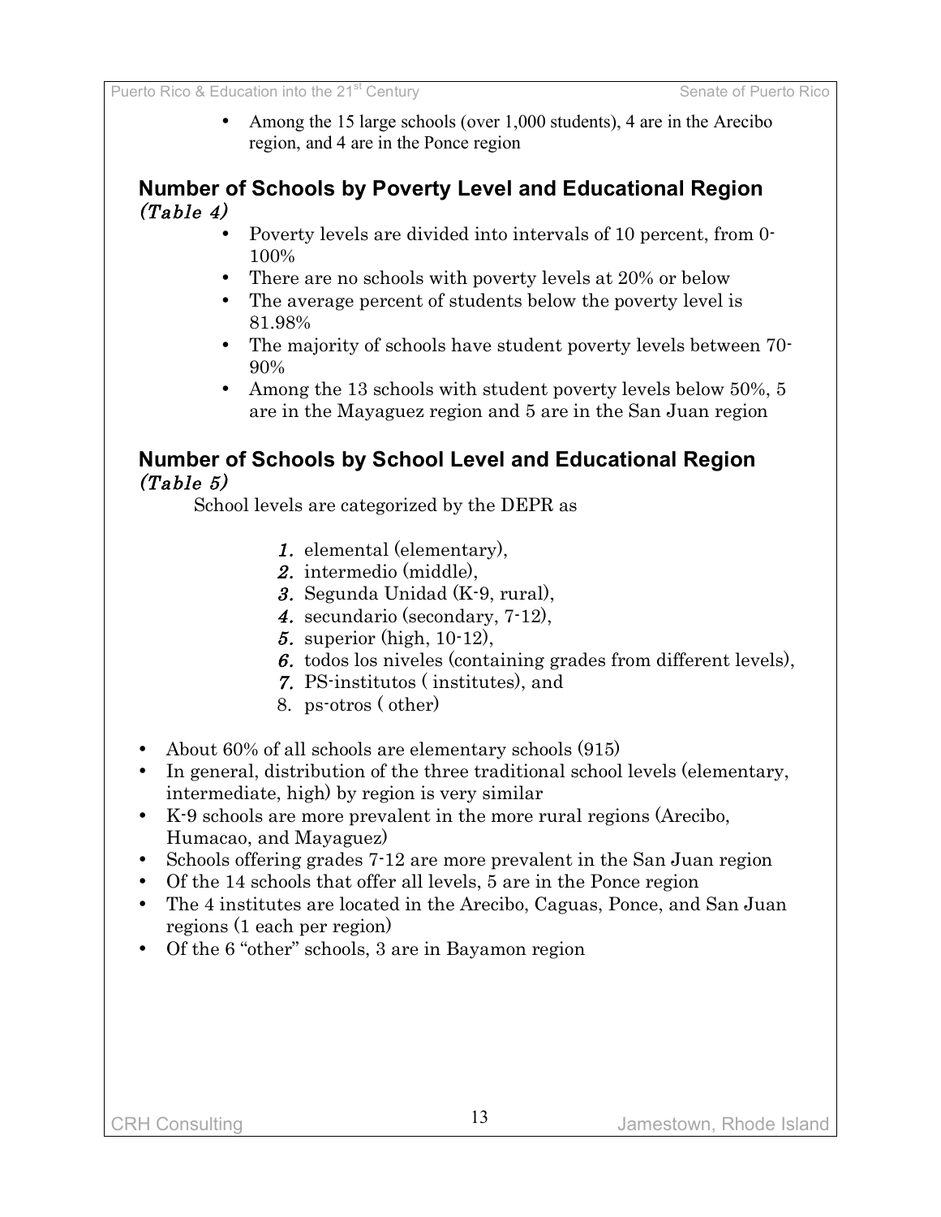- Among the 15 large schools (over 1,000 students), 4 are in the Arecibo region, and 4 are in the Ponce region

## Number of Schools by Poverty Level and Educational Region *(Table 4)*

- Poverty levels are divided into intervals of 10 percent, from 0-100%
- There are no schools with poverty levels at 20% or below
- The average percent of students below the poverty level is 81.98%
- The majority of schools have student poverty levels between 70-90%
- Among the 13 schools with student poverty levels below 50%, 5 are in the Mayaguez region and 5 are in the San Juan region

## Number of Schools by School Level and Educational Region *(Table 5)*

School levels are categorized by the DEPR as

1. elemental (elementary),
2. intermedio (middle),
3. Segunda Unidad (K-9, rural),
4. secundario (secondary, 7-12),
5. superior (high, 10-12),
6. todos los niveles (containing grades from different levels),
7. PS-institutos ( institutes), and
8. ps-otros ( other)

- About 60% of all schools are elementary schools (915)
- In general, distribution of the three traditional school levels (elementary, intermediate, high) by region is very similar
- K-9 schools are more prevalent in the more rural regions (Arecibo, Humacao, and Mayaguez)
- Schools offering grades 7-12 are more prevalent in the San Juan region
- Of the 14 schools that offer all levels, 5 are in the Ponce region
- The 4 institutes are located in the Arecibo, Caguas, Ponce, and San Juan regions (1 each per region)
- Of the 6 "other" schools, 3 are in Bayamon region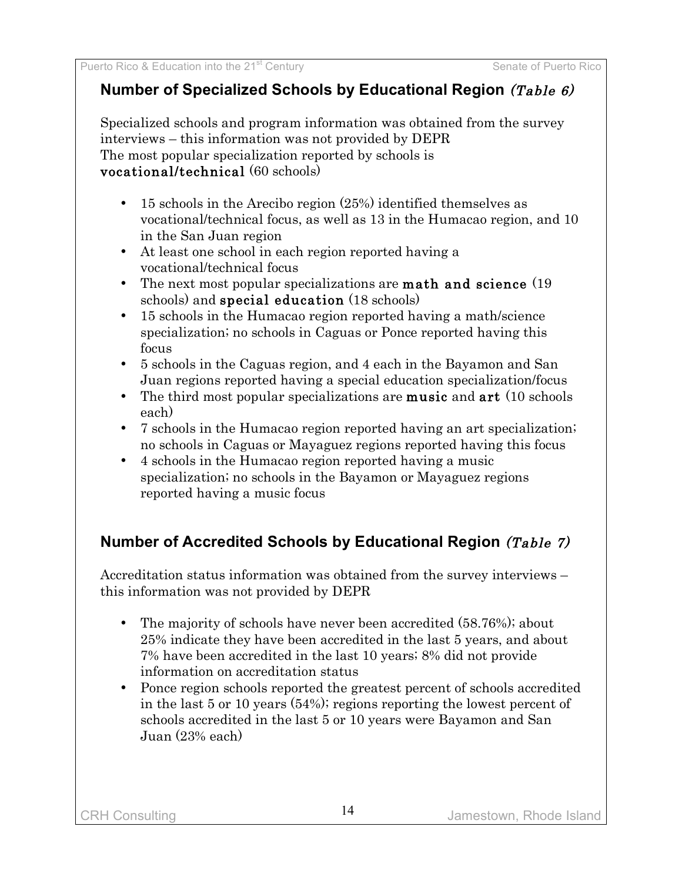## Number of Specialized Schools by Educational Region *(Table 6)*

Specialized schools and program information was obtained from the survey interviews – this information was not provided by DEPR
The most popular specialization reported by schools is **vocational/technical** (60 schools)

- 15 schools in the Arecibo region (25%) identified themselves as vocational/technical focus, as well as 13 in the Humacao region, and 10 in the San Juan region
- At least one school in each region reported having a vocational/technical focus
- The next most popular specializations are **math and science** (19 schools) and **special education** (18 schools)
- 15 schools in the Humacao region reported having a math/science specialization; no schools in Caguas or Ponce reported having this focus
- 5 schools in the Caguas region, and 4 each in the Bayamon and San Juan regions reported having a special education specialization/focus
- The third most popular specializations are **music** and **art** (10 schools each)
- 7 schools in the Humacao region reported having an art specialization; no schools in Caguas or Mayaguez regions reported having this focus
- 4 schools in the Humacao region reported having a music specialization; no schools in the Bayamon or Mayaguez regions reported having a music focus

## Number of Accredited Schools by Educational Region *(Table 7)*

Accreditation status information was obtained from the survey interviews – this information was not provided by DEPR

- The majority of schools have never been accredited (58.76%); about 25% indicate they have been accredited in the last 5 years, and about 7% have been accredited in the last 10 years; 8% did not provide information on accreditation status
- Ponce region schools reported the greatest percent of schools accredited in the last 5 or 10 years (54%); regions reporting the lowest percent of schools accredited in the last 5 or 10 years were Bayamon and San Juan (23% each)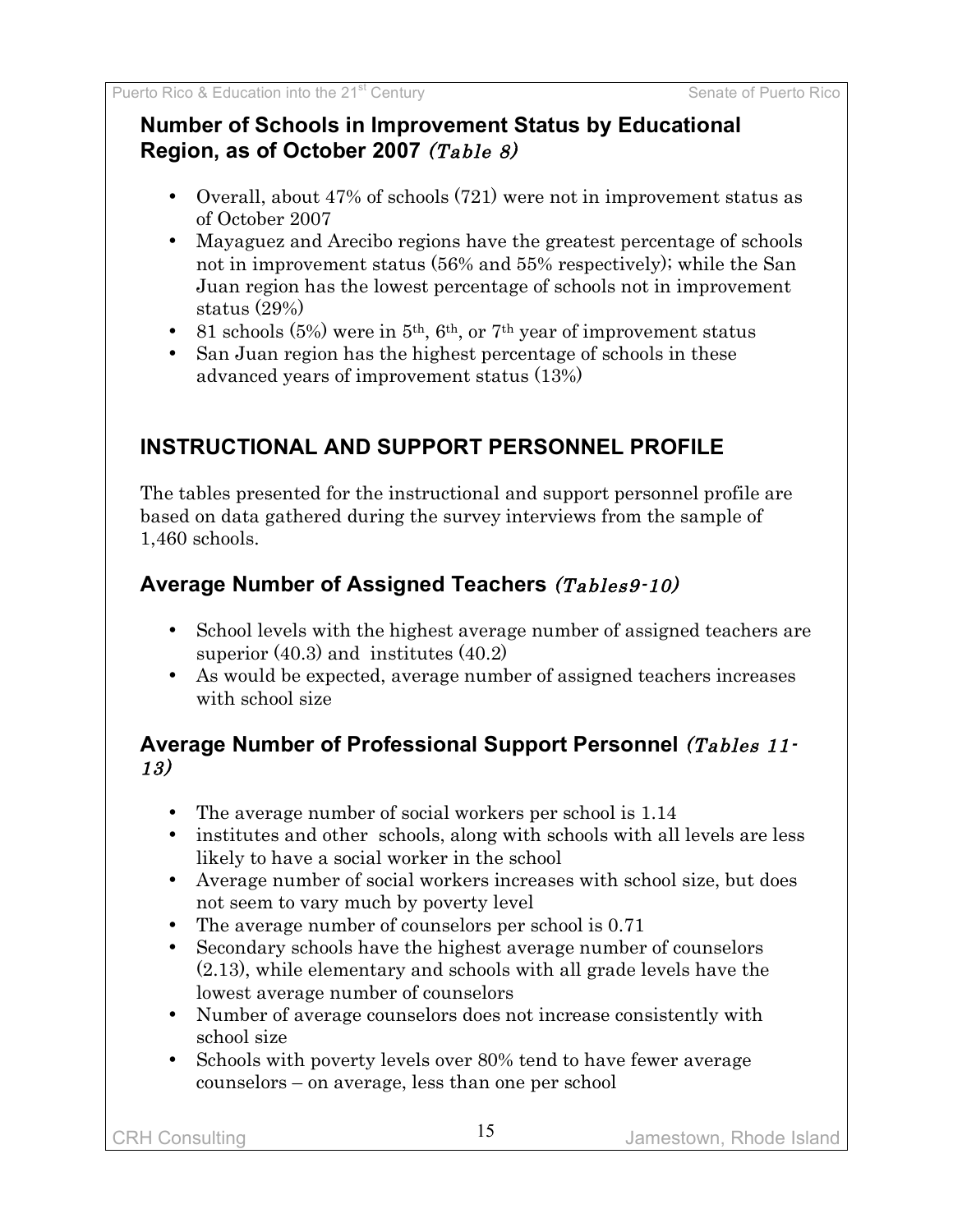### Number of Schools in Improvement Status by Educational Region, as of October 2007 *(Table 8)*

- Overall, about 47% of schools (721) were not in improvement status as of October 2007
- Mayaguez and Arecibo regions have the greatest percentage of schools not in improvement status (56% and 55% respectively); while the San Juan region has the lowest percentage of schools not in improvement status (29%)
- 81 schools (5%) were in 5th, 6th, or 7th year of improvement status
- San Juan region has the highest percentage of schools in these advanced years of improvement status (13%)

## INSTRUCTIONAL AND SUPPORT PERSONNEL PROFILE

The tables presented for the instructional and support personnel profile are based on data gathered during the survey interviews from the sample of 1,460 schools.

### Average Number of Assigned Teachers *(Tables9-10)*

- School levels with the highest average number of assigned teachers are superior (40.3) and institutes (40.2)
- As would be expected, average number of assigned teachers increases with school size

### Average Number of Professional Support Personnel *(Tables 11-13)*

- The average number of social workers per school is 1.14
- institutes and other schools, along with schools with all levels are less likely to have a social worker in the school
- Average number of social workers increases with school size, but does not seem to vary much by poverty level
- The average number of counselors per school is 0.71
- Secondary schools have the highest average number of counselors (2.13), while elementary and schools with all grade levels have the lowest average number of counselors
- Number of average counselors does not increase consistently with school size
- Schools with poverty levels over 80% tend to have fewer average counselors – on average, less than one per school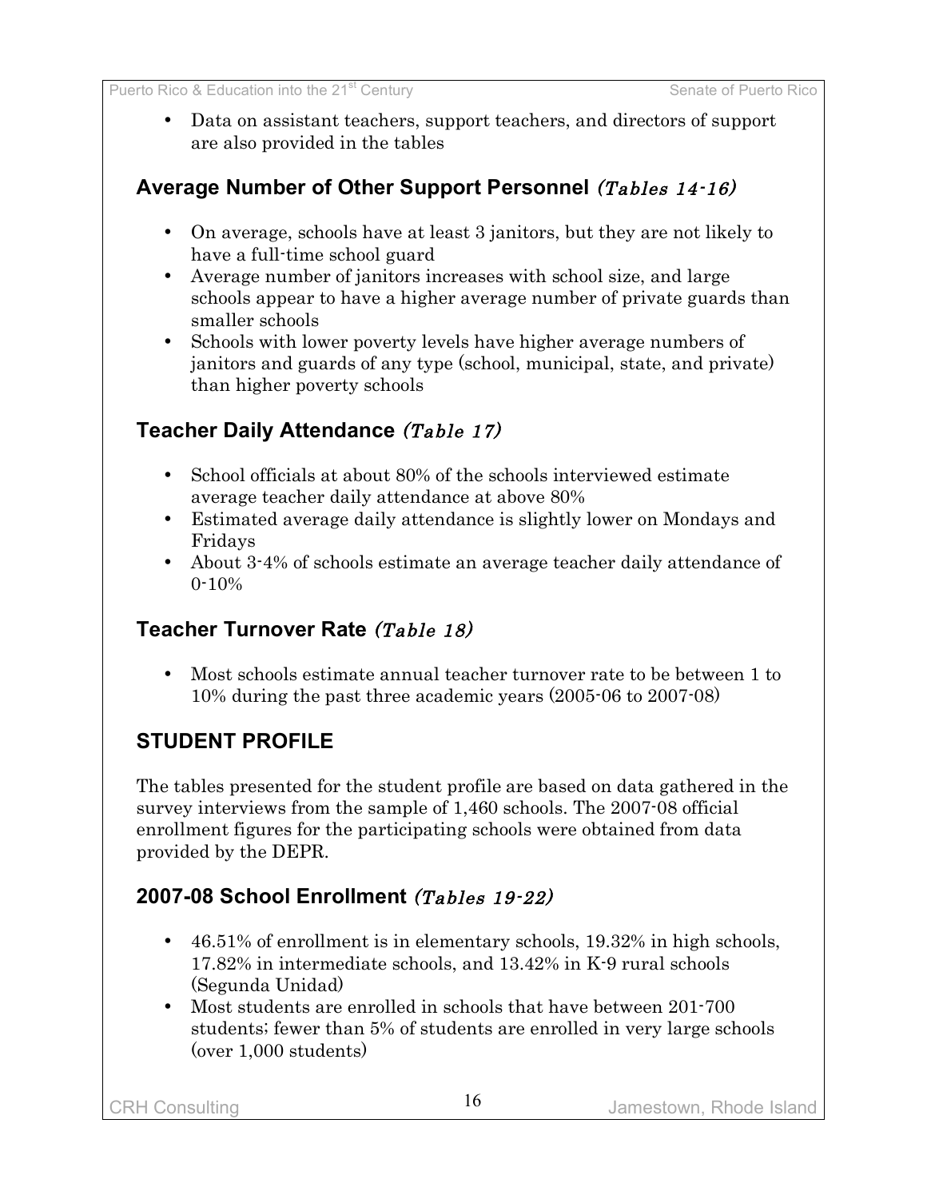- Data on assistant teachers, support teachers, and directors of support are also provided in the tables

## Average Number of Other Support Personnel *(Tables 14-16)*

- On average, schools have at least 3 janitors, but they are not likely to have a full-time school guard
- Average number of janitors increases with school size, and large schools appear to have a higher average number of private guards than smaller schools
- Schools with lower poverty levels have higher average numbers of janitors and guards of any type (school, municipal, state, and private) than higher poverty schools

## Teacher Daily Attendance *(Table 17)*

- School officials at about 80% of the schools interviewed estimate average teacher daily attendance at above 80%
- Estimated average daily attendance is slightly lower on Mondays and Fridays
- About 3-4% of schools estimate an average teacher daily attendance of 0-10%

## Teacher Turnover Rate *(Table 18)*

- Most schools estimate annual teacher turnover rate to be between 1 to 10% during the past three academic years (2005-06 to 2007-08)

# STUDENT PROFILE

The tables presented for the student profile are based on data gathered in the survey interviews from the sample of 1,460 schools. The 2007-08 official enrollment figures for the participating schools were obtained from data provided by the DEPR.

## 2007-08 School Enrollment *(Tables 19-22)*

- 46.51% of enrollment is in elementary schools, 19.32% in high schools, 17.82% in intermediate schools, and 13.42% in K-9 rural schools (Segunda Unidad)
- Most students are enrolled in schools that have between 201-700 students; fewer than 5% of students are enrolled in very large schools (over 1,000 students)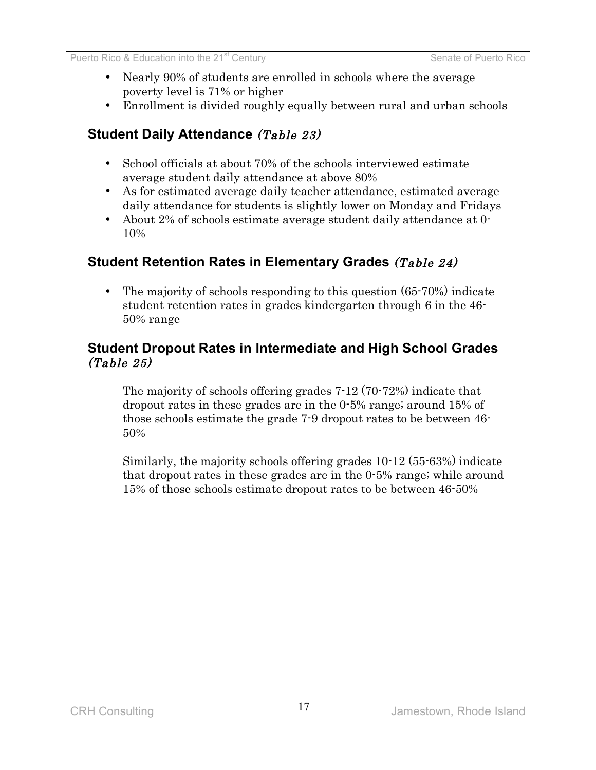- Nearly 90% of students are enrolled in schools where the average poverty level is 71% or higher
- Enrollment is divided roughly equally between rural and urban schools

## Student Daily Attendance *(Table 23)*

- School officials at about 70% of the schools interviewed estimate average student daily attendance at above 80%
- As for estimated average daily teacher attendance, estimated average daily attendance for students is slightly lower on Monday and Fridays
- About 2% of schools estimate average student daily attendance at 0-10%

## Student Retention Rates in Elementary Grades *(Table 24)*

- The majority of schools responding to this question (65-70%) indicate student retention rates in grades kindergarten through 6 in the 46-50% range

## Student Dropout Rates in Intermediate and High School Grades *(Table 25)*

The majority of schools offering grades 7-12 (70-72%) indicate that dropout rates in these grades are in the 0-5% range; around 15% of those schools estimate the grade 7-9 dropout rates to be between 46-50%

Similarly, the majority schools offering grades 10-12 (55-63%) indicate that dropout rates in these grades are in the 0-5% range; while around 15% of those schools estimate dropout rates to be between 46-50%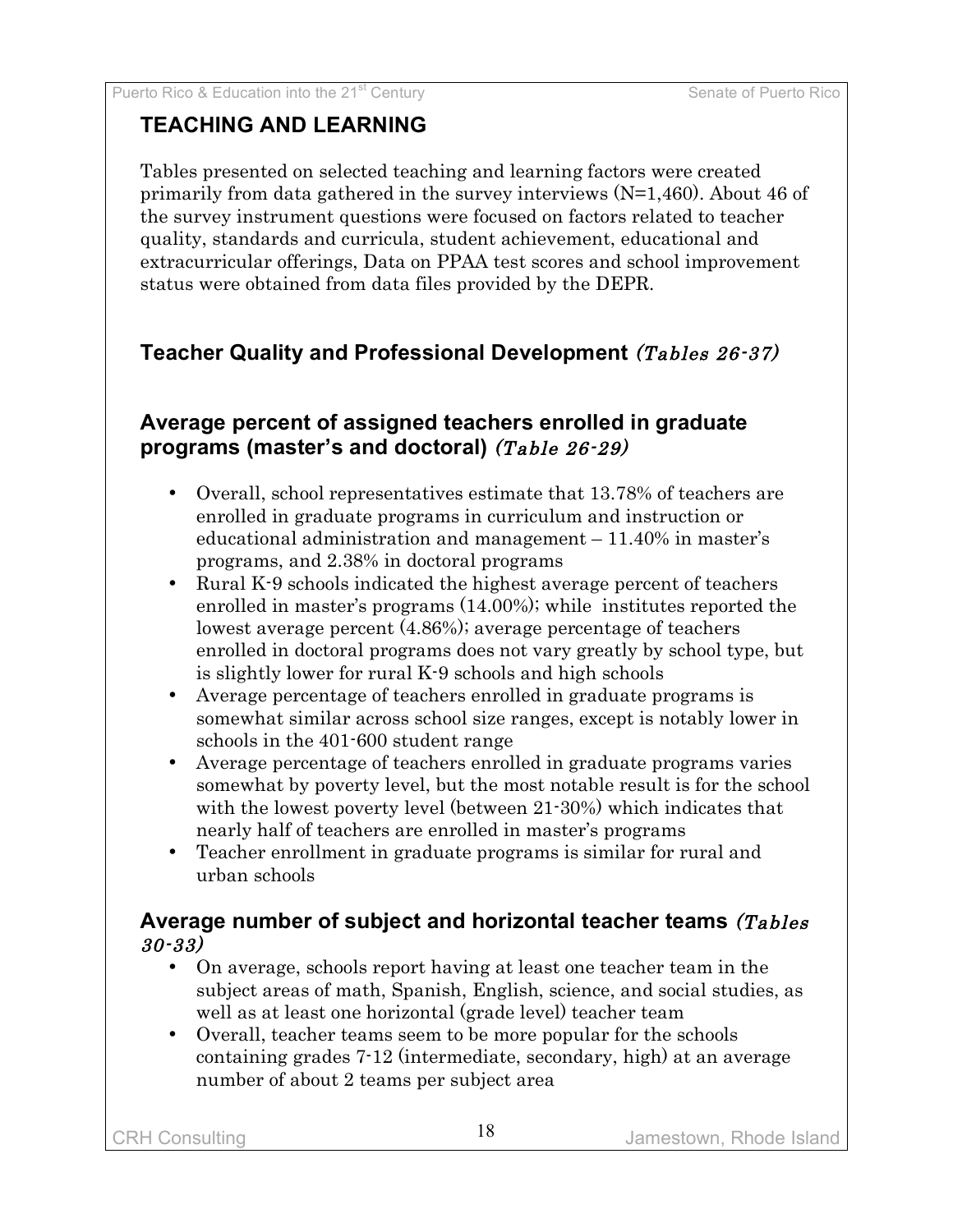## TEACHING AND LEARNING

Tables presented on selected teaching and learning factors were created primarily from data gathered in the survey interviews (N=1,460). About 46 of the survey instrument questions were focused on factors related to teacher quality, standards and curricula, student achievement, educational and extracurricular offerings, Data on PPAA test scores and school improvement status were obtained from data files provided by the DEPR.

### Teacher Quality and Professional Development *(Tables 26-37)*

### Average percent of assigned teachers enrolled in graduate programs (master's and doctoral) *(Table 26-29)*

- Overall, school representatives estimate that 13.78% of teachers are enrolled in graduate programs in curriculum and instruction or educational administration and management – 11.40% in master's programs, and 2.38% in doctoral programs
- Rural K-9 schools indicated the highest average percent of teachers enrolled in master's programs (14.00%); while institutes reported the lowest average percent (4.86%); average percentage of teachers enrolled in doctoral programs does not vary greatly by school type, but is slightly lower for rural K-9 schools and high schools
- Average percentage of teachers enrolled in graduate programs is somewhat similar across school size ranges, except is notably lower in schools in the 401-600 student range
- Average percentage of teachers enrolled in graduate programs varies somewhat by poverty level, but the most notable result is for the school with the lowest poverty level (between 21-30%) which indicates that nearly half of teachers are enrolled in master's programs
- Teacher enrollment in graduate programs is similar for rural and urban schools

### Average number of subject and horizontal teacher teams *(Tables 30-33)*

- On average, schools report having at least one teacher team in the subject areas of math, Spanish, English, science, and social studies, as well as at least one horizontal (grade level) teacher team
- Overall, teacher teams seem to be more popular for the schools containing grades 7-12 (intermediate, secondary, high) at an average number of about 2 teams per subject area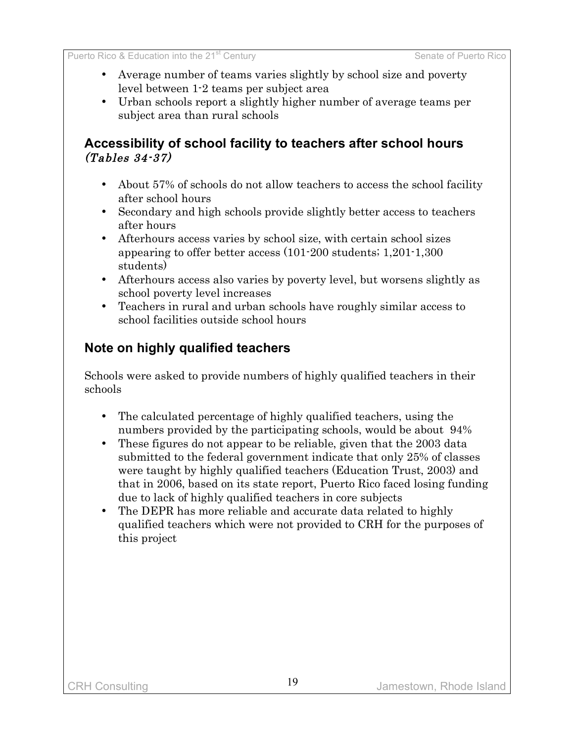- Average number of teams varies slightly by school size and poverty level between 1-2 teams per subject area
- Urban schools report a slightly higher number of average teams per subject area than rural schools

## Accessibility of school facility to teachers after school hours *(Tables 34-37)*

- About 57% of schools do not allow teachers to access the school facility after school hours
- Secondary and high schools provide slightly better access to teachers after hours
- Afterhours access varies by school size, with certain school sizes appearing to offer better access (101-200 students; 1,201-1,300 students)
- Afterhours access also varies by poverty level, but worsens slightly as school poverty level increases
- Teachers in rural and urban schools have roughly similar access to school facilities outside school hours

## Note on highly qualified teachers

Schools were asked to provide numbers of highly qualified teachers in their schools

- The calculated percentage of highly qualified teachers, using the numbers provided by the participating schools, would be about 94%
- These figures do not appear to be reliable, given that the 2003 data submitted to the federal government indicate that only 25% of classes were taught by highly qualified teachers (Education Trust, 2003) and that in 2006, based on its state report, Puerto Rico faced losing funding due to lack of highly qualified teachers in core subjects
- The DEPR has more reliable and accurate data related to highly qualified teachers which were not provided to CRH for the purposes of this project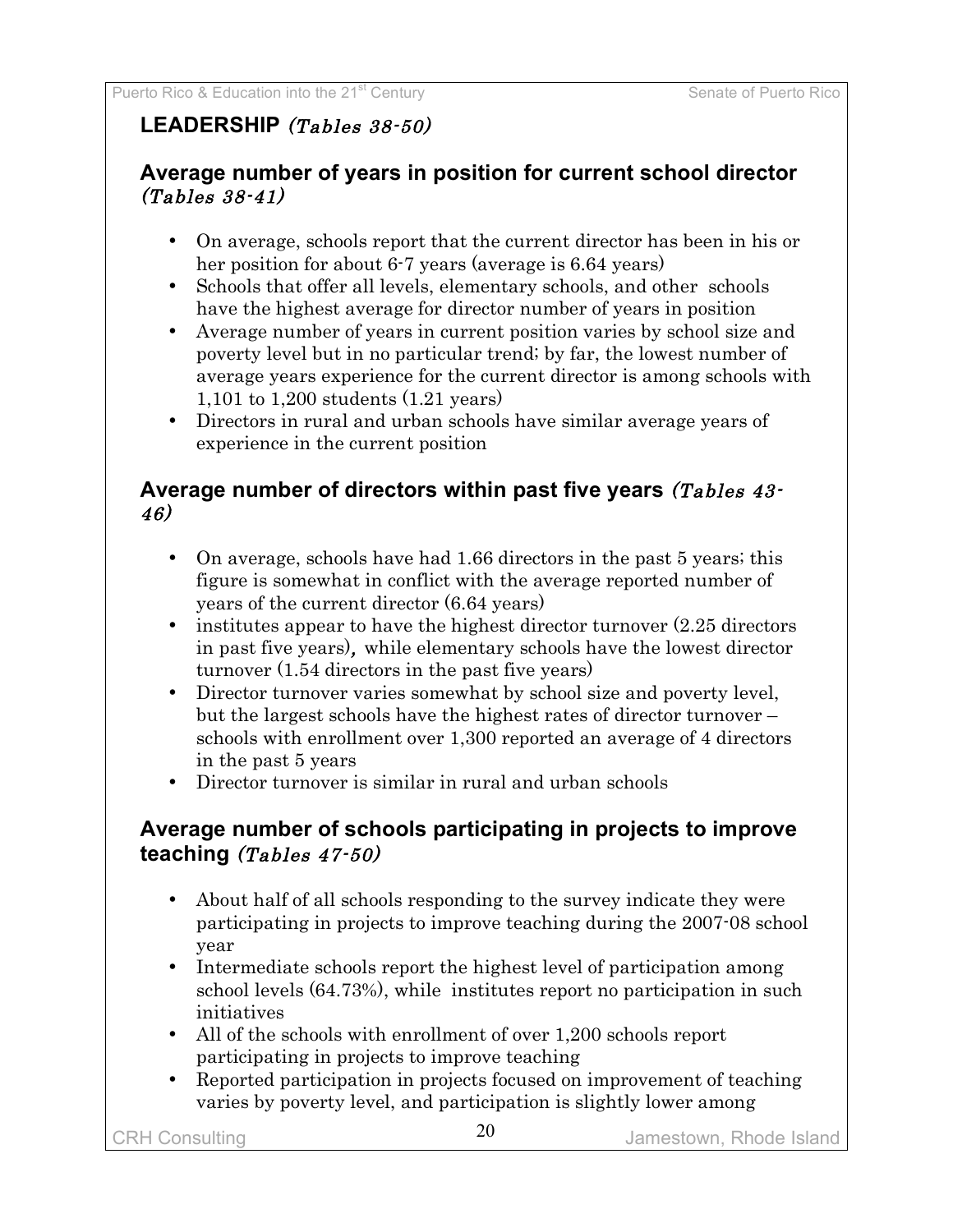## LEADERSHIP *(Tables 38-50)*

### Average number of years in position for current school director *(Tables 38-41)*

- On average, schools report that the current director has been in his or her position for about 6-7 years (average is 6.64 years)
- Schools that offer all levels, elementary schools, and other schools have the highest average for director number of years in position
- Average number of years in current position varies by school size and poverty level but in no particular trend; by far, the lowest number of average years experience for the current director is among schools with 1,101 to 1,200 students (1.21 years)
- Directors in rural and urban schools have similar average years of experience in the current position

### Average number of directors within past five years *(Tables 43-46)*

- On average, schools have had 1.66 directors in the past 5 years; this figure is somewhat in conflict with the average reported number of years of the current director (6.64 years)
- institutes appear to have the highest director turnover (2.25 directors in past five years), while elementary schools have the lowest director turnover (1.54 directors in the past five years)
- Director turnover varies somewhat by school size and poverty level, but the largest schools have the highest rates of director turnover – schools with enrollment over 1,300 reported an average of 4 directors in the past 5 years
- Director turnover is similar in rural and urban schools

### Average number of schools participating in projects to improve teaching *(Tables 47-50)*

- About half of all schools responding to the survey indicate they were participating in projects to improve teaching during the 2007-08 school year
- Intermediate schools report the highest level of participation among school levels (64.73%), while institutes report no participation in such initiatives
- All of the schools with enrollment of over 1,200 schools report participating in projects to improve teaching
- Reported participation in projects focused on improvement of teaching varies by poverty level, and participation is slightly lower among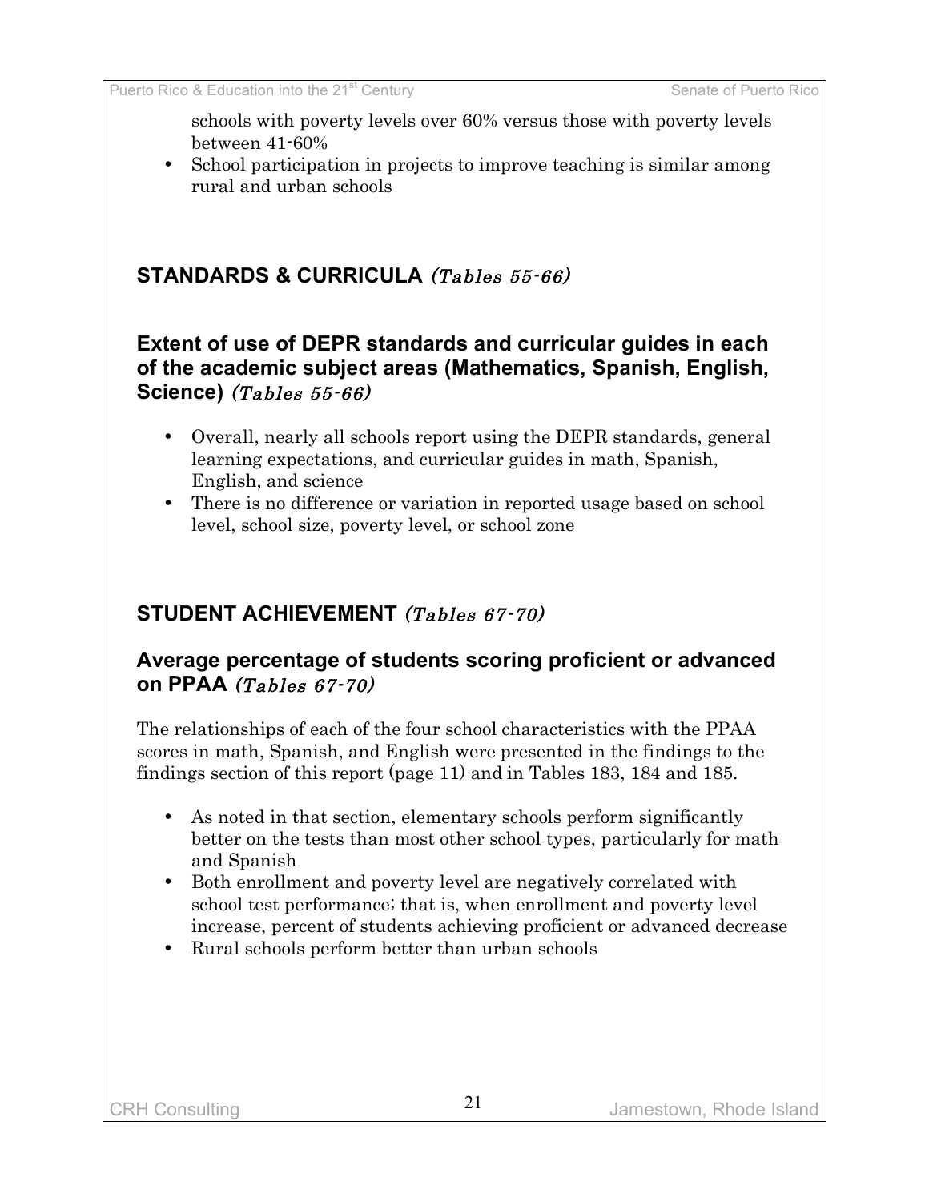schools with poverty levels over 60% versus those with poverty levels between 41-60%

- School participation in projects to improve teaching is similar among rural and urban schools

## STANDARDS & CURRICULA *(Tables 55-66)*

### Extent of use of DEPR standards and curricular guides in each of the academic subject areas (Mathematics, Spanish, English, Science) *(Tables 55-66)*

- Overall, nearly all schools report using the DEPR standards, general learning expectations, and curricular guides in math, Spanish, English, and science
- There is no difference or variation in reported usage based on school level, school size, poverty level, or school zone

## STUDENT ACHIEVEMENT *(Tables 67-70)*

### Average percentage of students scoring proficient or advanced on PPAA *(Tables 67-70)*

The relationships of each of the four school characteristics with the PPAA scores in math, Spanish, and English were presented in the findings to the findings section of this report (page 11) and in Tables 183, 184 and 185.

- As noted in that section, elementary schools perform significantly better on the tests than most other school types, particularly for math and Spanish
- Both enrollment and poverty level are negatively correlated with school test performance; that is, when enrollment and poverty level increase, percent of students achieving proficient or advanced decrease
- Rural schools perform better than urban schools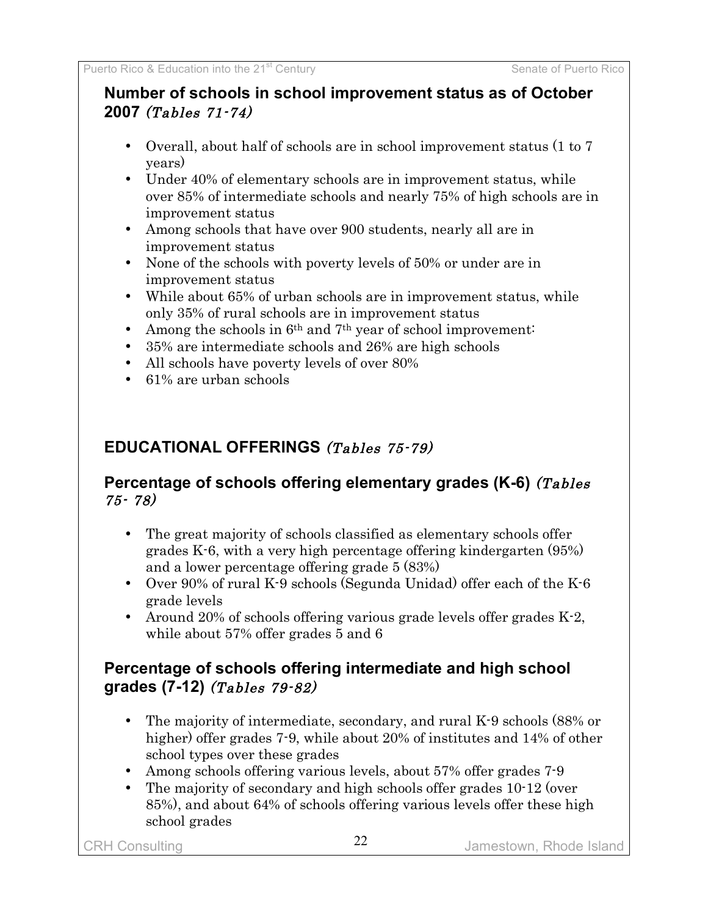### Number of schools in school improvement status as of October 2007 *(Tables 71-74)*

- Overall, about half of schools are in school improvement status (1 to 7 years)
- Under 40% of elementary schools are in improvement status, while over 85% of intermediate schools and nearly 75% of high schools are in improvement status
- Among schools that have over 900 students, nearly all are in improvement status
- None of the schools with poverty levels of 50% or under are in improvement status
- While about 65% of urban schools are in improvement status, while only 35% of rural schools are in improvement status
- Among the schools in 6th and 7th year of school improvement:
- 35% are intermediate schools and 26% are high schools
- All schools have poverty levels of over 80%
- 61% are urban schools

## EDUCATIONAL OFFERINGS *(Tables 75-79)*

### Percentage of schools offering elementary grades (K-6) *(Tables 75- 78)*

- The great majority of schools classified as elementary schools offer grades K-6, with a very high percentage offering kindergarten (95%) and a lower percentage offering grade 5 (83%)
- Over 90% of rural K-9 schools (Segunda Unidad) offer each of the K-6 grade levels
- Around 20% of schools offering various grade levels offer grades K-2, while about 57% offer grades 5 and 6

### Percentage of schools offering intermediate and high school grades (7-12) *(Tables 79-82)*

- The majority of intermediate, secondary, and rural K-9 schools (88% or higher) offer grades 7-9, while about 20% of institutes and 14% of other school types over these grades
- Among schools offering various levels, about 57% offer grades 7-9
- The majority of secondary and high schools offer grades 10-12 (over 85%), and about 64% of schools offering various levels offer these high school grades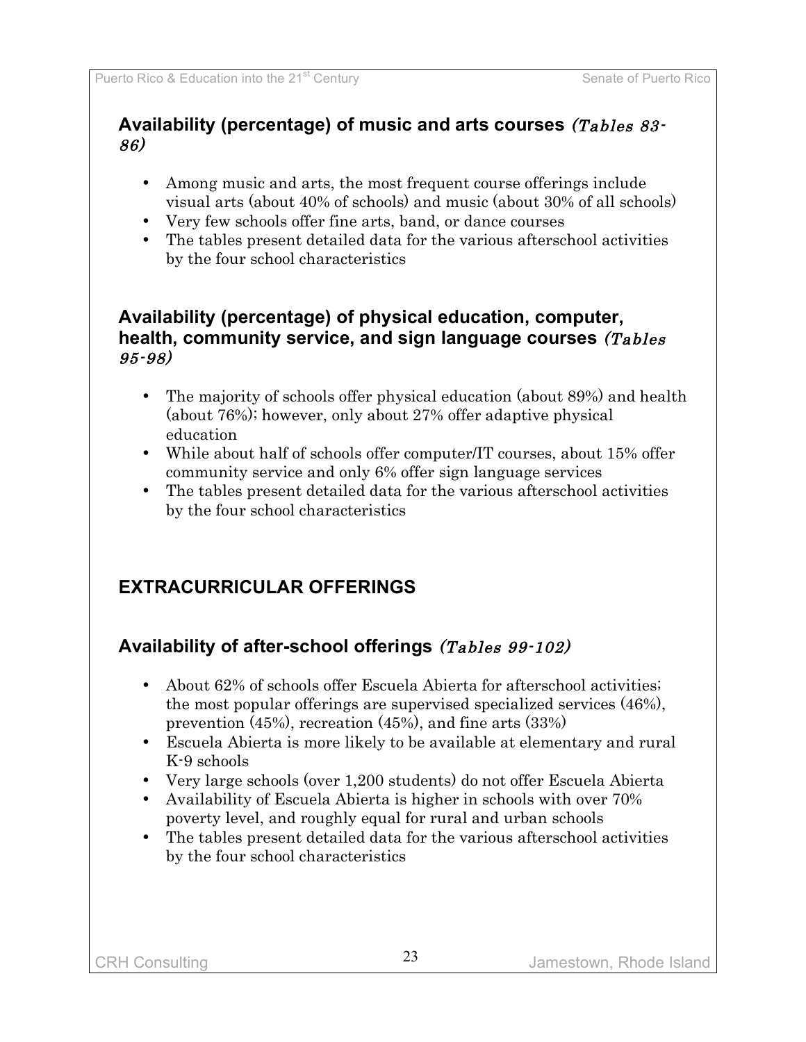### Availability (percentage) of music and arts courses *(Tables 83-86)*

- Among music and arts, the most frequent course offerings include visual arts (about 40% of schools) and music (about 30% of all schools)
- Very few schools offer fine arts, band, or dance courses
- The tables present detailed data for the various afterschool activities by the four school characteristics

### Availability (percentage) of physical education, computer, health, community service, and sign language courses *(Tables 95-98)*

- The majority of schools offer physical education (about 89%) and health (about 76%); however, only about 27% offer adaptive physical education
- While about half of schools offer computer/IT courses, about 15% offer community service and only 6% offer sign language services
- The tables present detailed data for the various afterschool activities by the four school characteristics

## EXTRACURRICULAR OFFERINGS

### Availability of after-school offerings *(Tables 99-102)*

- About 62% of schools offer Escuela Abierta for afterschool activities; the most popular offerings are supervised specialized services (46%), prevention (45%), recreation (45%), and fine arts (33%)
- Escuela Abierta is more likely to be available at elementary and rural K-9 schools
- Very large schools (over 1,200 students) do not offer Escuela Abierta
- Availability of Escuela Abierta is higher in schools with over 70% poverty level, and roughly equal for rural and urban schools
- The tables present detailed data for the various afterschool activities by the four school characteristics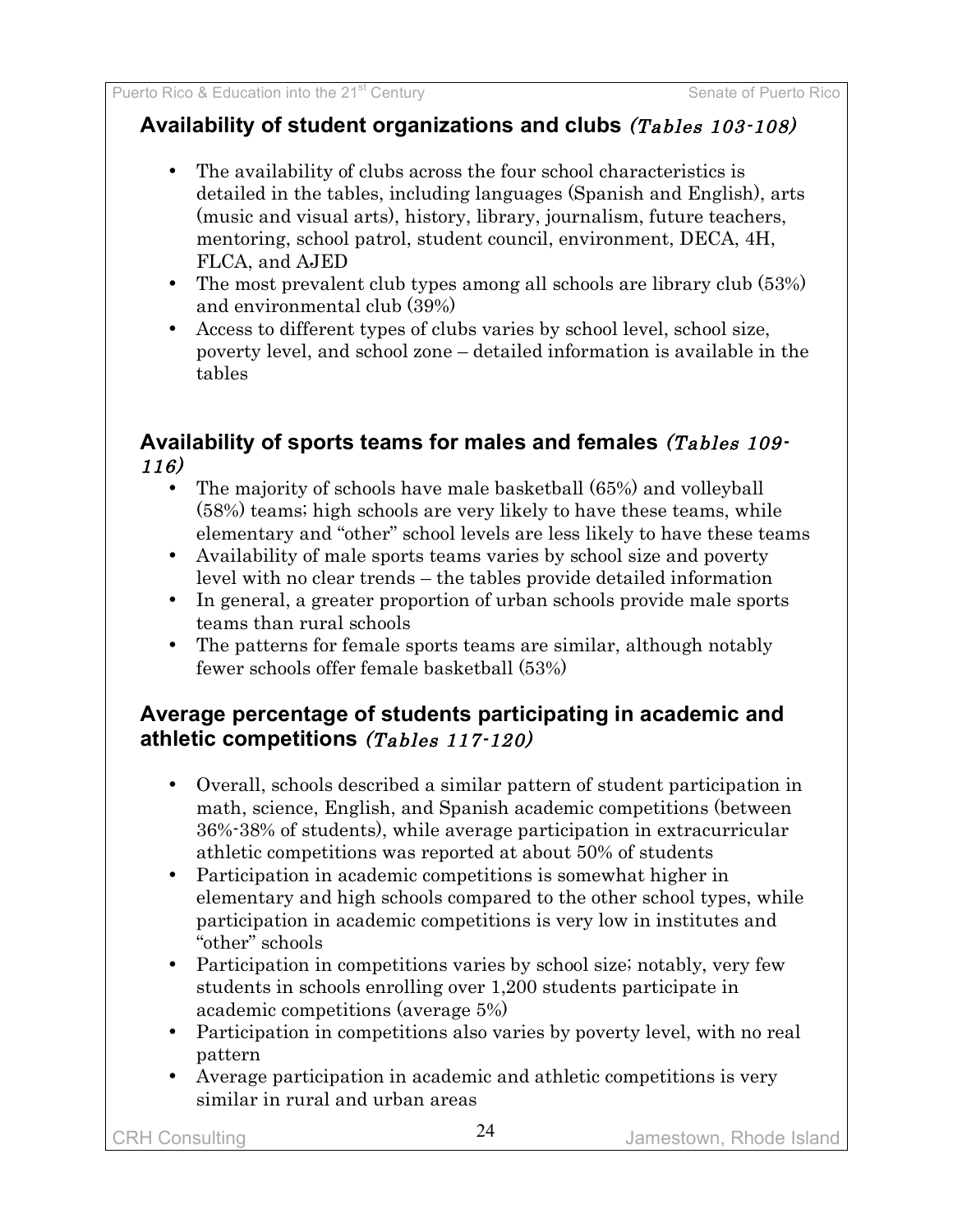## Availability of student organizations and clubs *(Tables 103-108)*

- The availability of clubs across the four school characteristics is detailed in the tables, including languages (Spanish and English), arts (music and visual arts), history, library, journalism, future teachers, mentoring, school patrol, student council, environment, DECA, 4H, FLCA, and AJED
- The most prevalent club types among all schools are library club (53%) and environmental club (39%)
- Access to different types of clubs varies by school level, school size, poverty level, and school zone – detailed information is available in the tables

## Availability of sports teams for males and females *(Tables 109-116)*

- The majority of schools have male basketball (65%) and volleyball (58%) teams; high schools are very likely to have these teams, while elementary and "other" school levels are less likely to have these teams
- Availability of male sports teams varies by school size and poverty level with no clear trends – the tables provide detailed information
- In general, a greater proportion of urban schools provide male sports teams than rural schools
- The patterns for female sports teams are similar, although notably fewer schools offer female basketball (53%)

## Average percentage of students participating in academic and athletic competitions *(Tables 117-120)*

- Overall, schools described a similar pattern of student participation in math, science, English, and Spanish academic competitions (between 36%-38% of students), while average participation in extracurricular athletic competitions was reported at about 50% of students
- Participation in academic competitions is somewhat higher in elementary and high schools compared to the other school types, while participation in academic competitions is very low in institutes and "other" schools
- Participation in competitions varies by school size; notably, very few students in schools enrolling over 1,200 students participate in academic competitions (average 5%)
- Participation in competitions also varies by poverty level, with no real pattern
- Average participation in academic and athletic competitions is very similar in rural and urban areas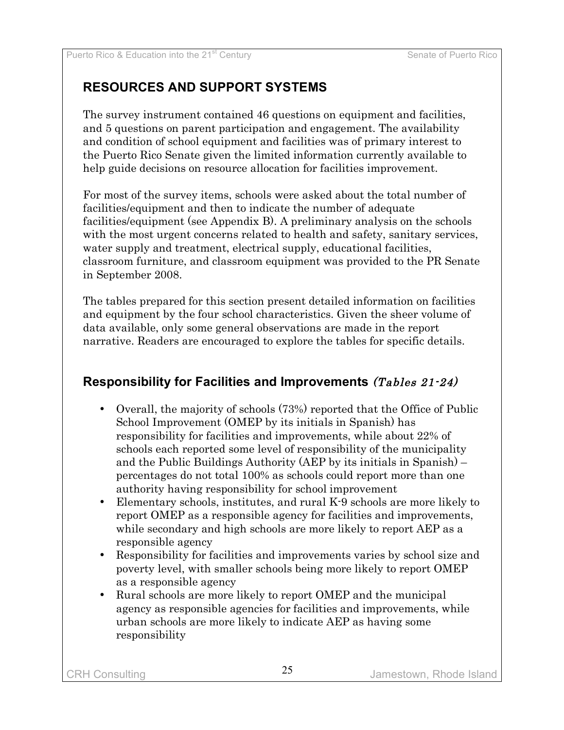## RESOURCES AND SUPPORT SYSTEMS

The survey instrument contained 46 questions on equipment and facilities, and 5 questions on parent participation and engagement. The availability and condition of school equipment and facilities was of primary interest to the Puerto Rico Senate given the limited information currently available to help guide decisions on resource allocation for facilities improvement.

For most of the survey items, schools were asked about the total number of facilities/equipment and then to indicate the number of adequate facilities/equipment (see Appendix B). A preliminary analysis on the schools with the most urgent concerns related to health and safety, sanitary services, water supply and treatment, electrical supply, educational facilities, classroom furniture, and classroom equipment was provided to the PR Senate in September 2008.

The tables prepared for this section present detailed information on facilities and equipment by the four school characteristics. Given the sheer volume of data available, only some general observations are made in the report narrative. Readers are encouraged to explore the tables for specific details.

### Responsibility for Facilities and Improvements *(Tables 21-24)*

- Overall, the majority of schools (73%) reported that the Office of Public School Improvement (OMEP by its initials in Spanish) has responsibility for facilities and improvements, while about 22% of schools each reported some level of responsibility of the municipality and the Public Buildings Authority (AEP by its initials in Spanish) – percentages do not total 100% as schools could report more than one authority having responsibility for school improvement
- Elementary schools, institutes, and rural K-9 schools are more likely to report OMEP as a responsible agency for facilities and improvements, while secondary and high schools are more likely to report AEP as a responsible agency
- Responsibility for facilities and improvements varies by school size and poverty level, with smaller schools being more likely to report OMEP as a responsible agency
- Rural schools are more likely to report OMEP and the municipal agency as responsible agencies for facilities and improvements, while urban schools are more likely to indicate AEP as having some responsibility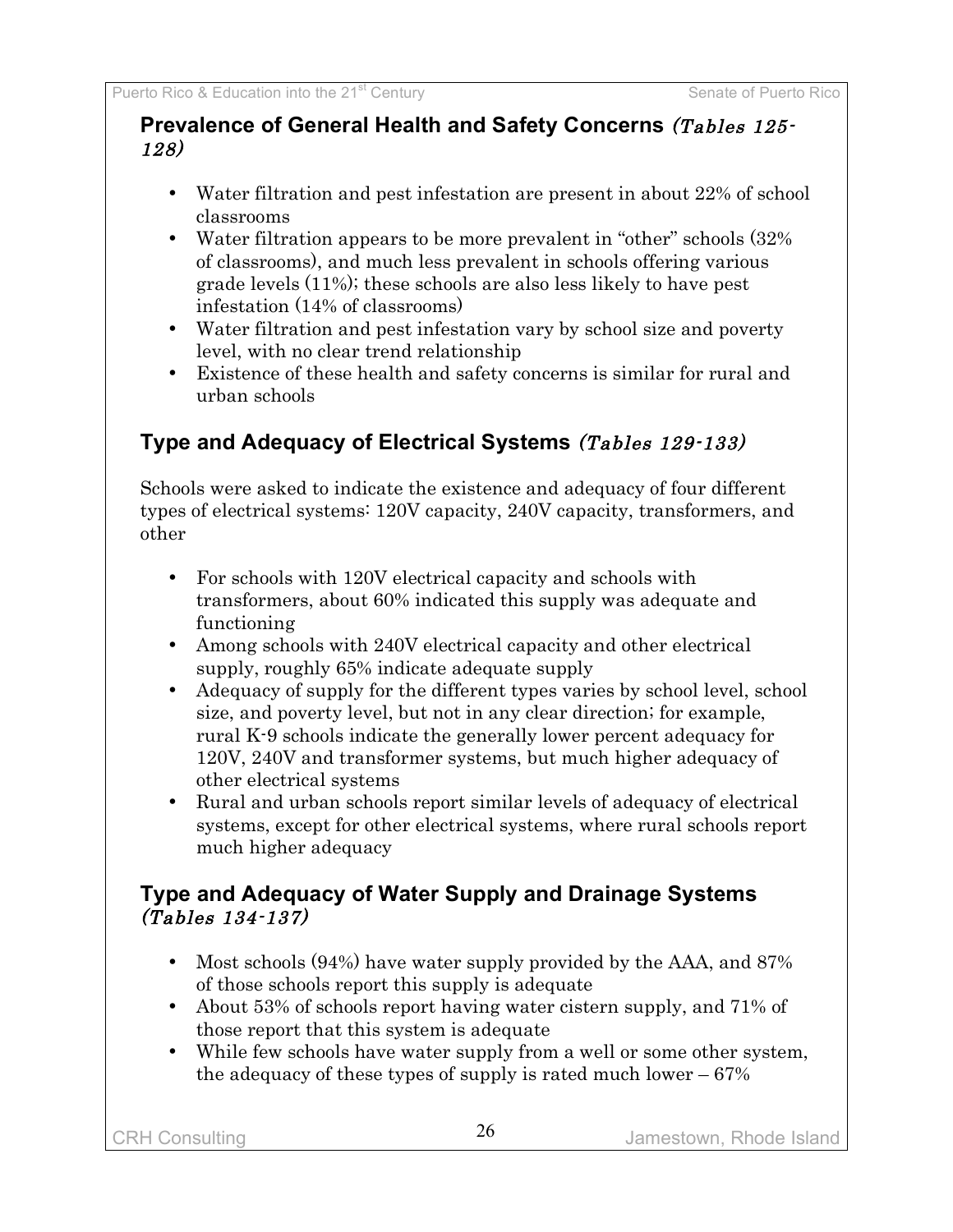## Prevalence of General Health and Safety Concerns *(Tables 125-128)*

- Water filtration and pest infestation are present in about 22% of school classrooms
- Water filtration appears to be more prevalent in "other" schools (32% of classrooms), and much less prevalent in schools offering various grade levels (11%); these schools are also less likely to have pest infestation (14% of classrooms)
- Water filtration and pest infestation vary by school size and poverty level, with no clear trend relationship
- Existence of these health and safety concerns is similar for rural and urban schools

## Type and Adequacy of Electrical Systems *(Tables 129-133)*

Schools were asked to indicate the existence and adequacy of four different types of electrical systems: 120V capacity, 240V capacity, transformers, and other

- For schools with 120V electrical capacity and schools with transformers, about 60% indicated this supply was adequate and functioning
- Among schools with 240V electrical capacity and other electrical supply, roughly 65% indicate adequate supply
- Adequacy of supply for the different types varies by school level, school size, and poverty level, but not in any clear direction; for example, rural K-9 schools indicate the generally lower percent adequacy for 120V, 240V and transformer systems, but much higher adequacy of other electrical systems
- Rural and urban schools report similar levels of adequacy of electrical systems, except for other electrical systems, where rural schools report much higher adequacy

## Type and Adequacy of Water Supply and Drainage Systems *(Tables 134-137)*

- Most schools (94%) have water supply provided by the AAA, and 87% of those schools report this supply is adequate
- About 53% of schools report having water cistern supply, and 71% of those report that this system is adequate
- While few schools have water supply from a well or some other system, the adequacy of these types of supply is rated much lower – 67%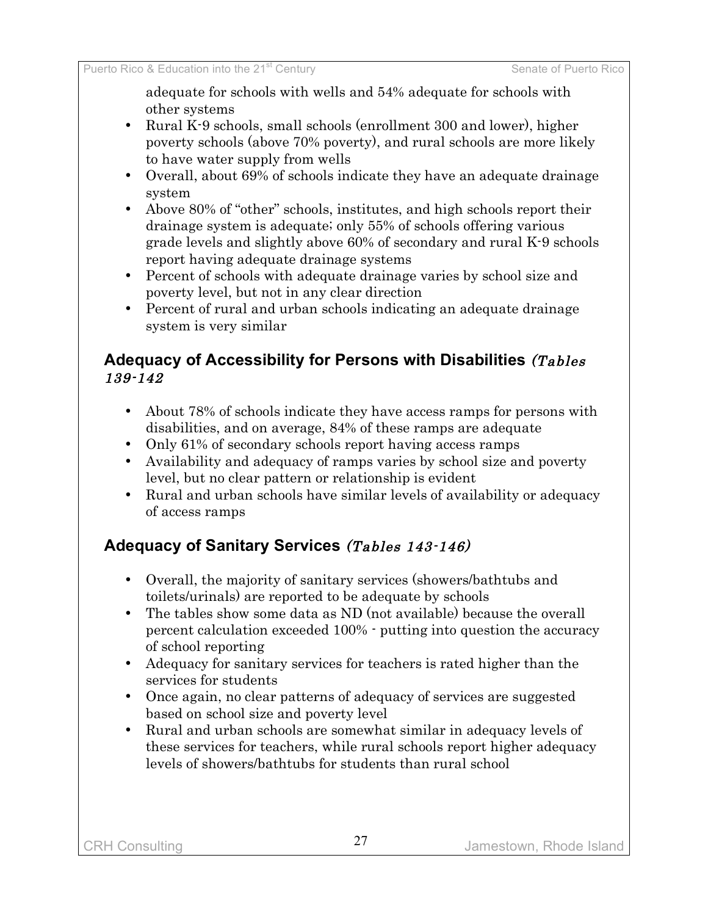adequate for schools with wells and 54% adequate for schools with other systems

- Rural K-9 schools, small schools (enrollment 300 and lower), higher poverty schools (above 70% poverty), and rural schools are more likely to have water supply from wells
- Overall, about 69% of schools indicate they have an adequate drainage system
- Above 80% of "other" schools, institutes, and high schools report their drainage system is adequate; only 55% of schools offering various grade levels and slightly above 60% of secondary and rural K-9 schools report having adequate drainage systems
- Percent of schools with adequate drainage varies by school size and poverty level, but not in any clear direction
- Percent of rural and urban schools indicating an adequate drainage system is very similar

## Adequacy of Accessibility for Persons with Disabilities *(Tables 139-142*

- About 78% of schools indicate they have access ramps for persons with disabilities, and on average, 84% of these ramps are adequate
- Only 61% of secondary schools report having access ramps
- Availability and adequacy of ramps varies by school size and poverty level, but no clear pattern or relationship is evident
- Rural and urban schools have similar levels of availability or adequacy of access ramps

## Adequacy of Sanitary Services *(Tables 143-146)*

- Overall, the majority of sanitary services (showers/bathtubs and toilets/urinals) are reported to be adequate by schools
- The tables show some data as ND (not available) because the overall percent calculation exceeded 100% - putting into question the accuracy of school reporting
- Adequacy for sanitary services for teachers is rated higher than the services for students
- Once again, no clear patterns of adequacy of services are suggested based on school size and poverty level
- Rural and urban schools are somewhat similar in adequacy levels of these services for teachers, while rural schools report higher adequacy levels of showers/bathtubs for students than rural school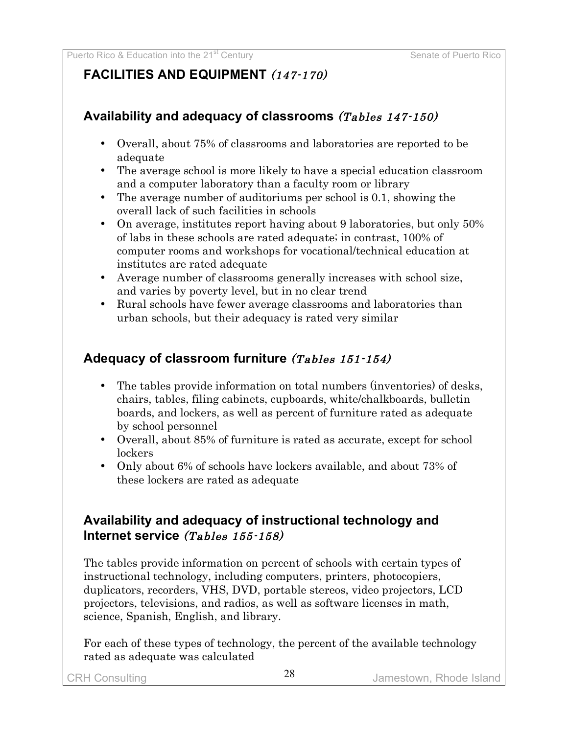## FACILITIES AND EQUIPMENT *(147-170)*

### Availability and adequacy of classrooms *(Tables 147-150)*

- Overall, about 75% of classrooms and laboratories are reported to be adequate
- The average school is more likely to have a special education classroom and a computer laboratory than a faculty room or library
- The average number of auditoriums per school is 0.1, showing the overall lack of such facilities in schools
- On average, institutes report having about 9 laboratories, but only 50% of labs in these schools are rated adequate; in contrast, 100% of computer rooms and workshops for vocational/technical education at institutes are rated adequate
- Average number of classrooms generally increases with school size, and varies by poverty level, but in no clear trend
- Rural schools have fewer average classrooms and laboratories than urban schools, but their adequacy is rated very similar

### Adequacy of classroom furniture *(Tables 151-154)*

- The tables provide information on total numbers (inventories) of desks, chairs, tables, filing cabinets, cupboards, white/chalkboards, bulletin boards, and lockers, as well as percent of furniture rated as adequate by school personnel
- Overall, about 85% of furniture is rated as accurate, except for school lockers
- Only about 6% of schools have lockers available, and about 73% of these lockers are rated as adequate

### Availability and adequacy of instructional technology and Internet service *(Tables 155-158)*

The tables provide information on percent of schools with certain types of instructional technology, including computers, printers, photocopiers, duplicators, recorders, VHS, DVD, portable stereos, video projectors, LCD projectors, televisions, and radios, as well as software licenses in math, science, Spanish, English, and library.

For each of these types of technology, the percent of the available technology rated as adequate was calculated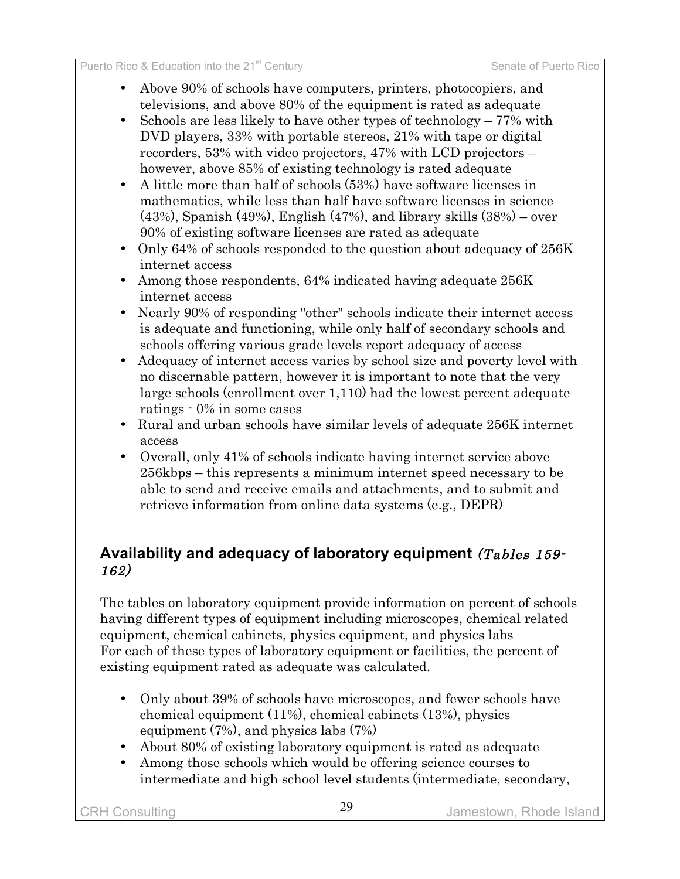- Above 90% of schools have computers, printers, photocopiers, and televisions, and above 80% of the equipment is rated as adequate
- Schools are less likely to have other types of technology – 77% with DVD players, 33% with portable stereos, 21% with tape or digital recorders, 53% with video projectors, 47% with LCD projectors – however, above 85% of existing technology is rated adequate
- A little more than half of schools (53%) have software licenses in mathematics, while less than half have software licenses in science (43%), Spanish (49%), English (47%), and library skills (38%) – over 90% of existing software licenses are rated as adequate
- Only 64% of schools responded to the question about adequacy of 256K internet access
- Among those respondents, 64% indicated having adequate 256K internet access
- Nearly 90% of responding "other" schools indicate their internet access is adequate and functioning, while only half of secondary schools and schools offering various grade levels report adequacy of access
- Adequacy of internet access varies by school size and poverty level with no discernable pattern, however it is important to note that the very large schools (enrollment over 1,110) had the lowest percent adequate ratings - 0% in some cases
- Rural and urban schools have similar levels of adequate 256K internet access
- Overall, only 41% of schools indicate having internet service above 256kbps – this represents a minimum internet speed necessary to be able to send and receive emails and attachments, and to submit and retrieve information from online data systems (e.g., DEPR)

## Availability and adequacy of laboratory equipment *(Tables 159-162)*

The tables on laboratory equipment provide information on percent of schools having different types of equipment including microscopes, chemical related equipment, chemical cabinets, physics equipment, and physics labs
For each of these types of laboratory equipment or facilities, the percent of existing equipment rated as adequate was calculated.

- Only about 39% of schools have microscopes, and fewer schools have chemical equipment (11%), chemical cabinets (13%), physics equipment (7%), and physics labs (7%)
- About 80% of existing laboratory equipment is rated as adequate
- Among those schools which would be offering science courses to intermediate and high school level students (intermediate, secondary,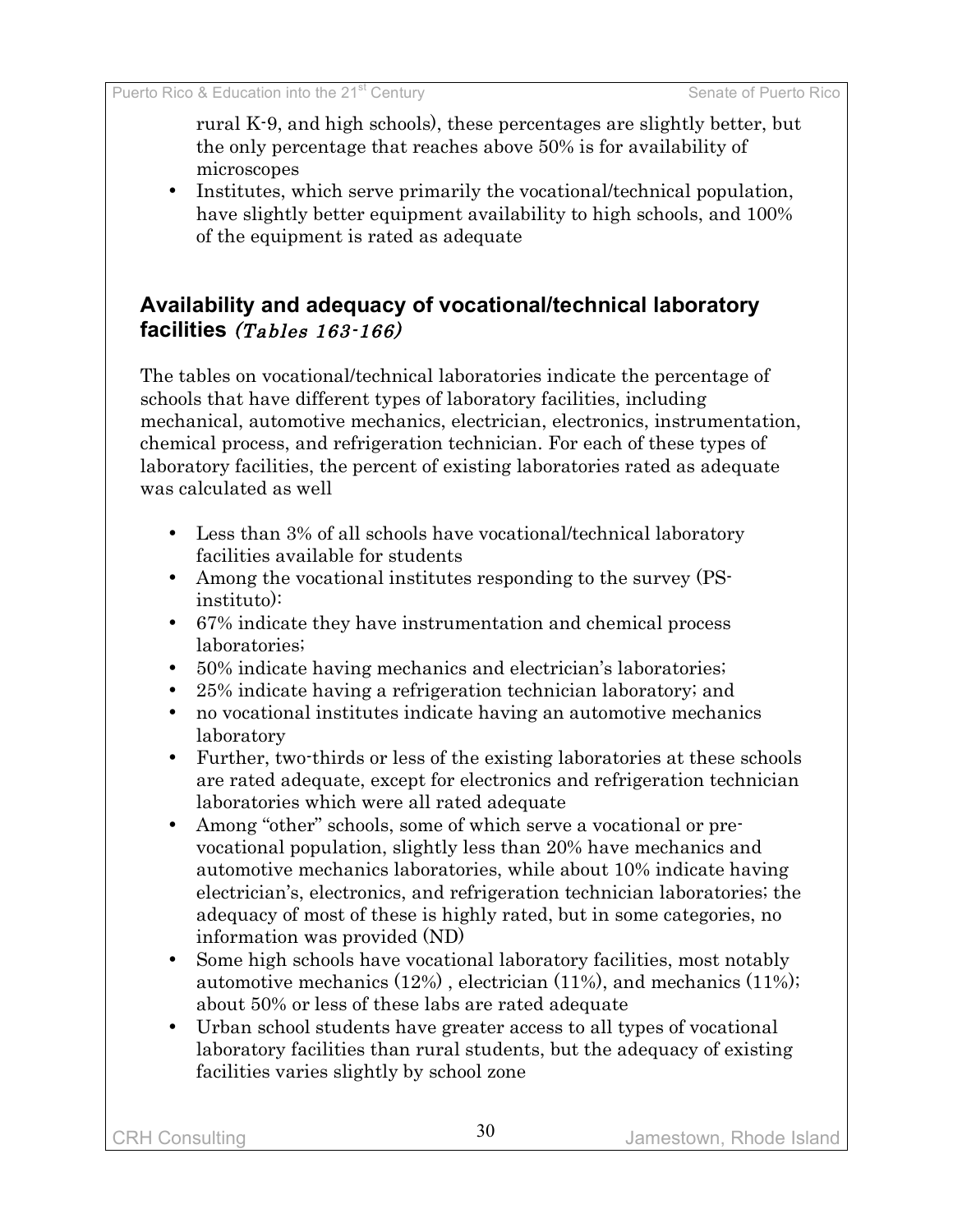rural K-9, and high schools), these percentages are slightly better, but the only percentage that reaches above 50% is for availability of microscopes

- Institutes, which serve primarily the vocational/technical population, have slightly better equipment availability to high schools, and 100% of the equipment is rated as adequate

## Availability and adequacy of vocational/technical laboratory facilities *(Tables 163-166)*

The tables on vocational/technical laboratories indicate the percentage of schools that have different types of laboratory facilities, including mechanical, automotive mechanics, electrician, electronics, instrumentation, chemical process, and refrigeration technician. For each of these types of laboratory facilities, the percent of existing laboratories rated as adequate was calculated as well

- Less than 3% of all schools have vocational/technical laboratory facilities available for students
- Among the vocational institutes responding to the survey (PS-instituto):
- 67% indicate they have instrumentation and chemical process laboratories;
- 50% indicate having mechanics and electrician's laboratories;
- 25% indicate having a refrigeration technician laboratory; and
- no vocational institutes indicate having an automotive mechanics laboratory
- Further, two-thirds or less of the existing laboratories at these schools are rated adequate, except for electronics and refrigeration technician laboratories which were all rated adequate
- Among "other" schools, some of which serve a vocational or pre-vocational population, slightly less than 20% have mechanics and automotive mechanics laboratories, while about 10% indicate having electrician's, electronics, and refrigeration technician laboratories; the adequacy of most of these is highly rated, but in some categories, no information was provided (ND)
- Some high schools have vocational laboratory facilities, most notably automotive mechanics (12%) , electrician (11%), and mechanics (11%); about 50% or less of these labs are rated adequate
- Urban school students have greater access to all types of vocational laboratory facilities than rural students, but the adequacy of existing facilities varies slightly by school zone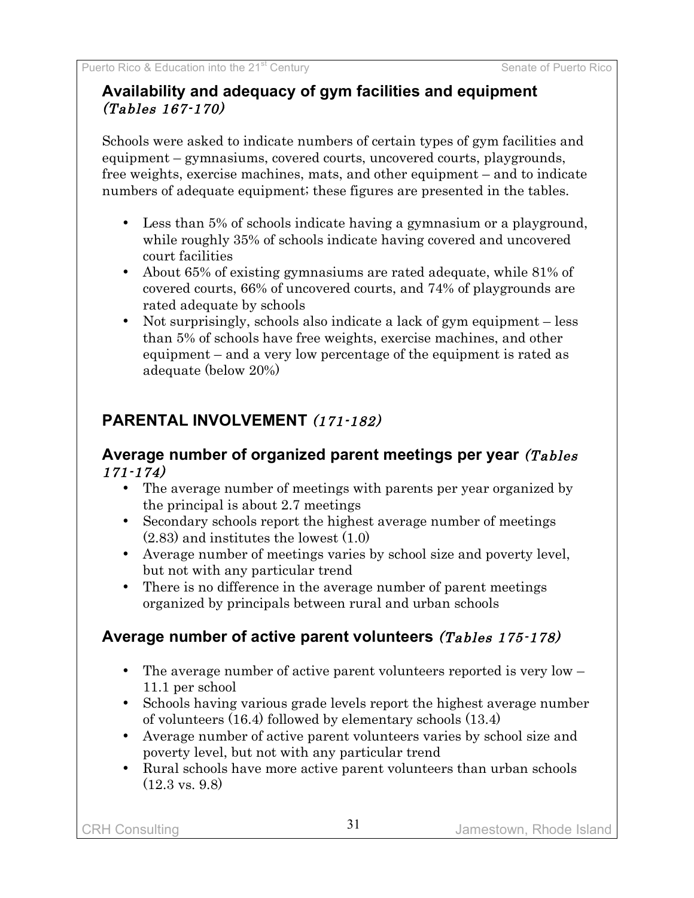### Availability and adequacy of gym facilities and equipment *(Tables 167-170)*

Schools were asked to indicate numbers of certain types of gym facilities and equipment – gymnasiums, covered courts, uncovered courts, playgrounds, free weights, exercise machines, mats, and other equipment – and to indicate numbers of adequate equipment; these figures are presented in the tables.

- Less than 5% of schools indicate having a gymnasium or a playground, while roughly 35% of schools indicate having covered and uncovered court facilities
- About 65% of existing gymnasiums are rated adequate, while 81% of covered courts, 66% of uncovered courts, and 74% of playgrounds are rated adequate by schools
- Not surprisingly, schools also indicate a lack of gym equipment – less than 5% of schools have free weights, exercise machines, and other equipment – and a very low percentage of the equipment is rated as adequate (below 20%)

## PARENTAL INVOLVEMENT *(171-182)*

### Average number of organized parent meetings per year *(Tables 171-174)*

- The average number of meetings with parents per year organized by the principal is about 2.7 meetings
- Secondary schools report the highest average number of meetings (2.83) and institutes the lowest (1.0)
- Average number of meetings varies by school size and poverty level, but not with any particular trend
- There is no difference in the average number of parent meetings organized by principals between rural and urban schools

### Average number of active parent volunteers *(Tables 175-178)*

- The average number of active parent volunteers reported is very low – 11.1 per school
- Schools having various grade levels report the highest average number of volunteers (16.4) followed by elementary schools (13.4)
- Average number of active parent volunteers varies by school size and poverty level, but not with any particular trend
- Rural schools have more active parent volunteers than urban schools (12.3 vs. 9.8)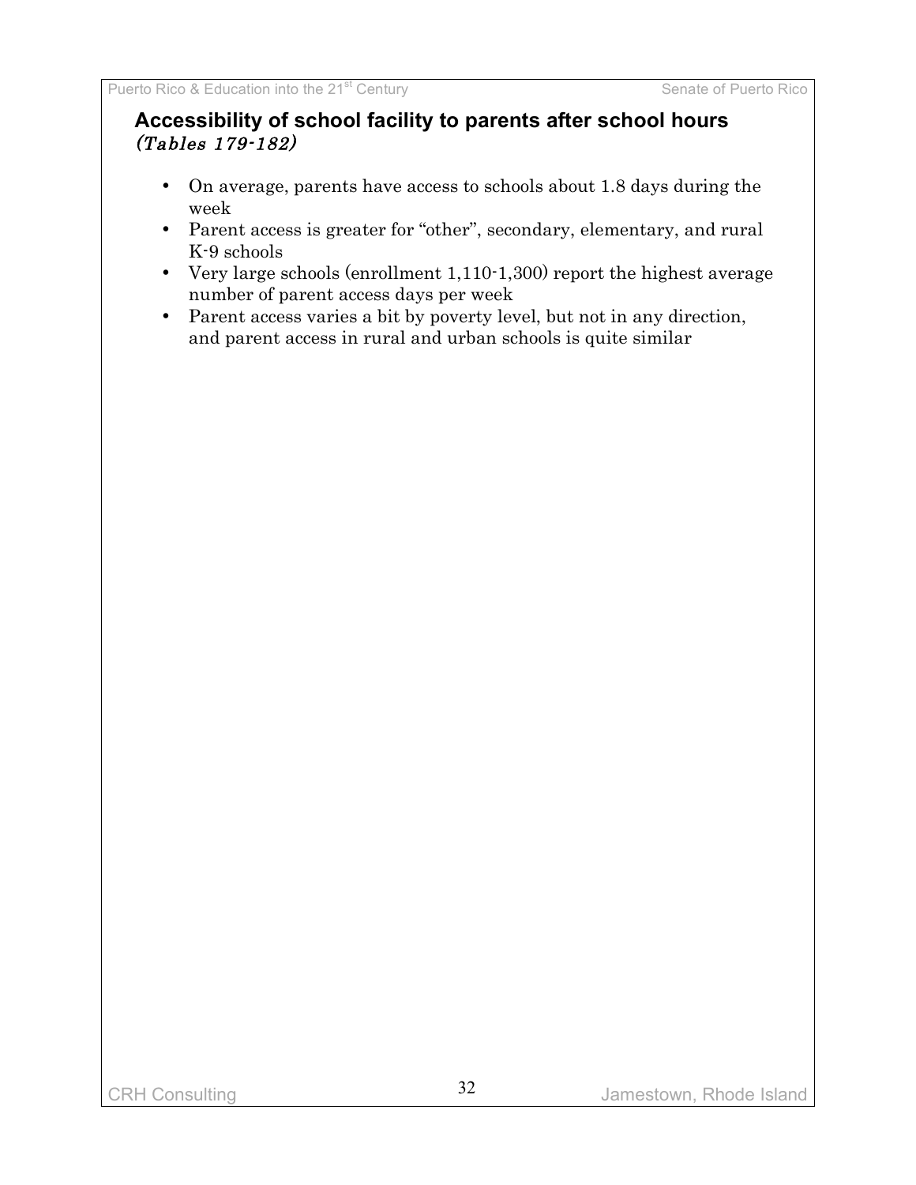## Accessibility of school facility to parents after school hours

*(Tables 179-182)*

- On average, parents have access to schools about 1.8 days during the week
- Parent access is greater for "other", secondary, elementary, and rural K-9 schools
- Very large schools (enrollment 1,110-1,300) report the highest average number of parent access days per week
- Parent access varies a bit by poverty level, but not in any direction, and parent access in rural and urban schools is quite similar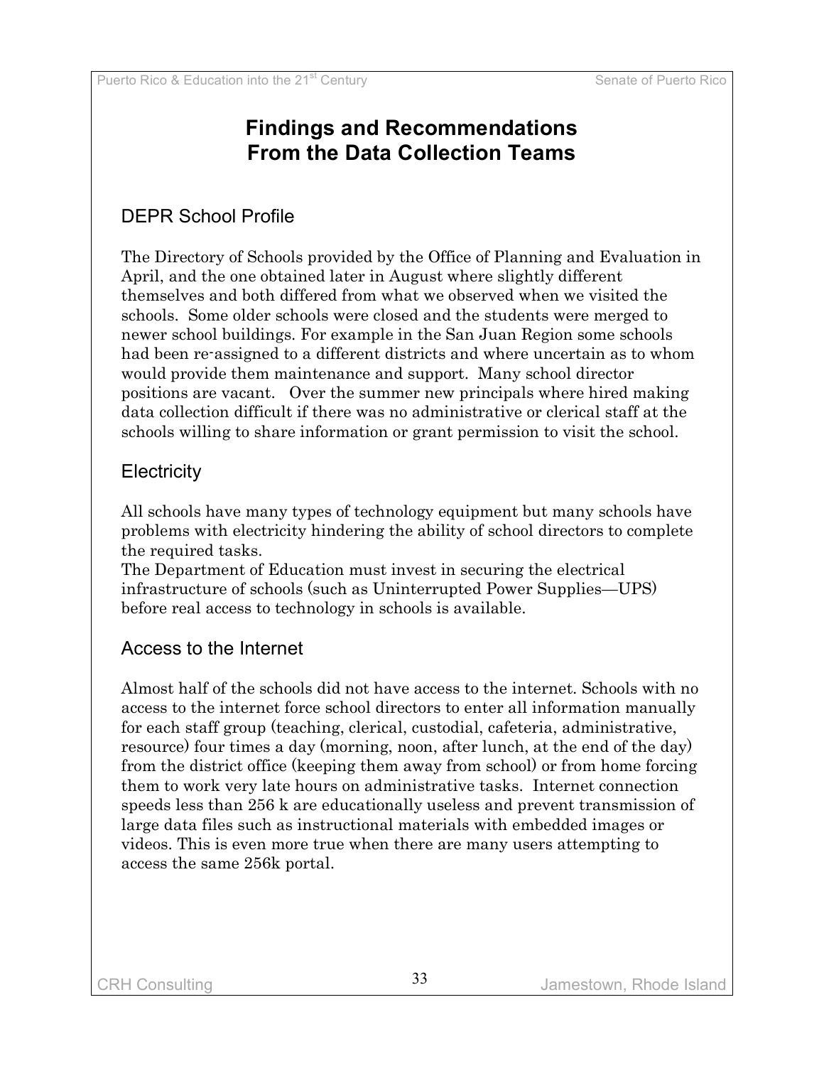# Findings and Recommendations From the Data Collection Teams

## DEPR School Profile

The Directory of Schools provided by the Office of Planning and Evaluation in April, and the one obtained later in August where slightly different themselves and both differed from what we observed when we visited the schools. Some older schools were closed and the students were merged to newer school buildings. For example in the San Juan Region some schools had been re-assigned to a different districts and where uncertain as to whom would provide them maintenance and support. Many school director positions are vacant. Over the summer new principals where hired making data collection difficult if there was no administrative or clerical staff at the schools willing to share information or grant permission to visit the school.

## Electricity

All schools have many types of technology equipment but many schools have problems with electricity hindering the ability of school directors to complete the required tasks.

The Department of Education must invest in securing the electrical infrastructure of schools (such as Uninterrupted Power Supplies—UPS) before real access to technology in schools is available.

## Access to the Internet

Almost half of the schools did not have access to the internet. Schools with no access to the internet force school directors to enter all information manually for each staff group (teaching, clerical, custodial, cafeteria, administrative, resource) four times a day (morning, noon, after lunch, at the end of the day) from the district office (keeping them away from school) or from home forcing them to work very late hours on administrative tasks. Internet connection speeds less than 256 k are educationally useless and prevent transmission of large data files such as instructional materials with embedded images or videos. This is even more true when there are many users attempting to access the same 256k portal.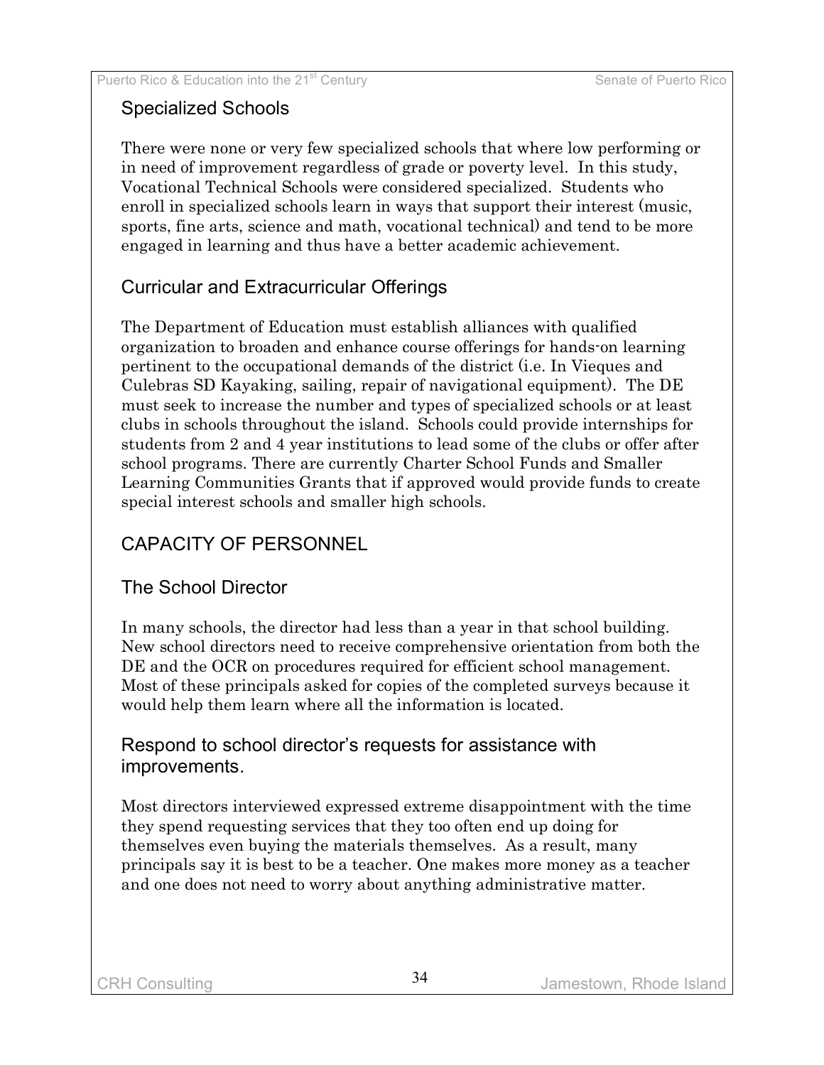## Specialized Schools

There were none or very few specialized schools that where low performing or in need of improvement regardless of grade or poverty level. In this study, Vocational Technical Schools were considered specialized. Students who enroll in specialized schools learn in ways that support their interest (music, sports, fine arts, science and math, vocational technical) and tend to be more engaged in learning and thus have a better academic achievement.

## Curricular and Extracurricular Offerings

The Department of Education must establish alliances with qualified organization to broaden and enhance course offerings for hands-on learning pertinent to the occupational demands of the district (i.e. In Vieques and Culebras SD Kayaking, sailing, repair of navigational equipment). The DE must seek to increase the number and types of specialized schools or at least clubs in schools throughout the island. Schools could provide internships for students from 2 and 4 year institutions to lead some of the clubs or offer after school programs. There are currently Charter School Funds and Smaller Learning Communities Grants that if approved would provide funds to create special interest schools and smaller high schools.

# CAPACITY OF PERSONNEL

## The School Director

In many schools, the director had less than a year in that school building. New school directors need to receive comprehensive orientation from both the DE and the OCR on procedures required for efficient school management. Most of these principals asked for copies of the completed surveys because it would help them learn where all the information is located.

### Respond to school director's requests for assistance with improvements.

Most directors interviewed expressed extreme disappointment with the time they spend requesting services that they too often end up doing for themselves even buying the materials themselves. As a result, many principals say it is best to be a teacher. One makes more money as a teacher and one does not need to worry about anything administrative matter.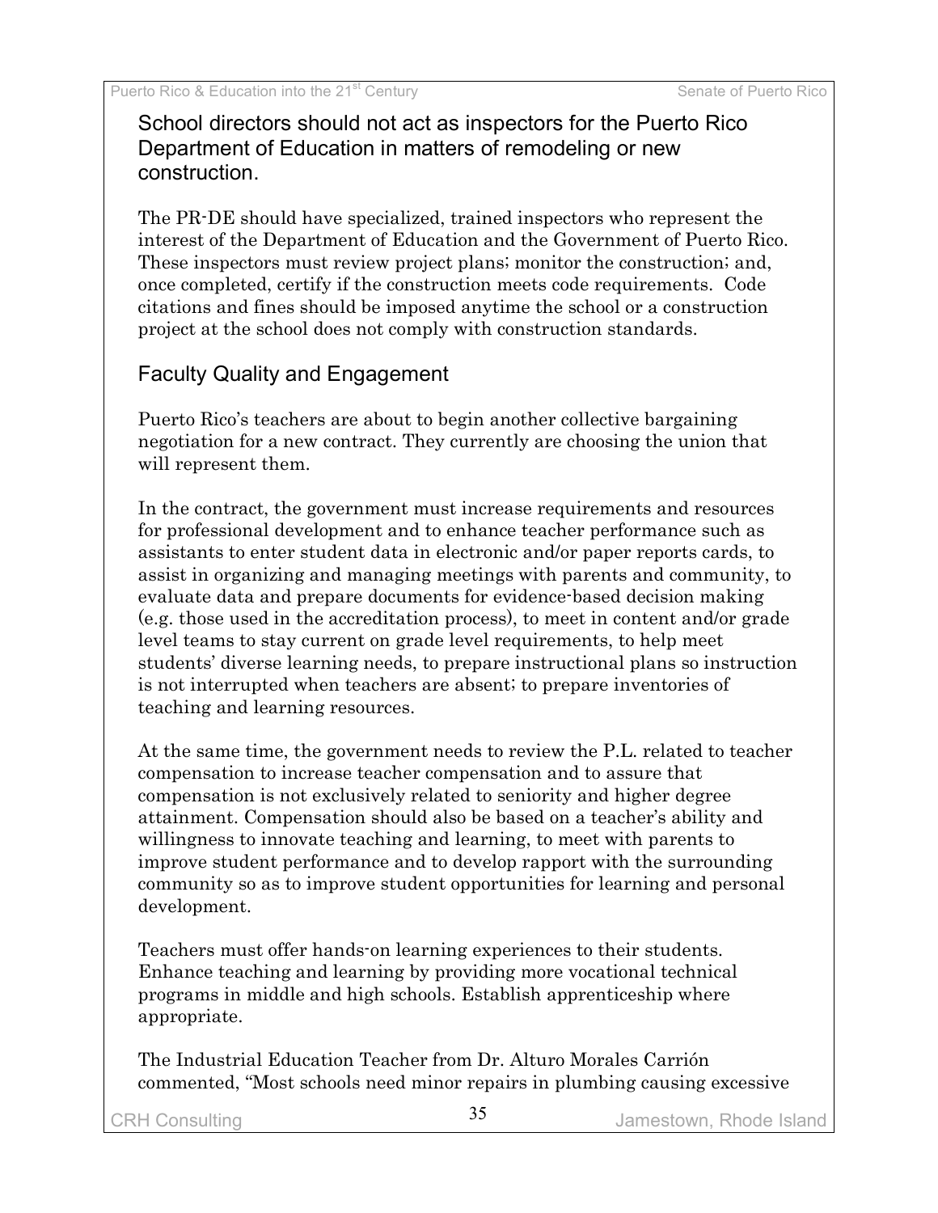## School directors should not act as inspectors for the Puerto Rico Department of Education in matters of remodeling or new construction.

The PR-DE should have specialized, trained inspectors who represent the interest of the Department of Education and the Government of Puerto Rico. These inspectors must review project plans; monitor the construction; and, once completed, certify if the construction meets code requirements. Code citations and fines should be imposed anytime the school or a construction project at the school does not comply with construction standards.

## Faculty Quality and Engagement

Puerto Rico's teachers are about to begin another collective bargaining negotiation for a new contract. They currently are choosing the union that will represent them.

In the contract, the government must increase requirements and resources for professional development and to enhance teacher performance such as assistants to enter student data in electronic and/or paper reports cards, to assist in organizing and managing meetings with parents and community, to evaluate data and prepare documents for evidence-based decision making (e.g. those used in the accreditation process), to meet in content and/or grade level teams to stay current on grade level requirements, to help meet students' diverse learning needs, to prepare instructional plans so instruction is not interrupted when teachers are absent; to prepare inventories of teaching and learning resources.

At the same time, the government needs to review the P.L. related to teacher compensation to increase teacher compensation and to assure that compensation is not exclusively related to seniority and higher degree attainment. Compensation should also be based on a teacher's ability and willingness to innovate teaching and learning, to meet with parents to improve student performance and to develop rapport with the surrounding community so as to improve student opportunities for learning and personal development.

Teachers must offer hands-on learning experiences to their students. Enhance teaching and learning by providing more vocational technical programs in middle and high schools. Establish apprenticeship where appropriate.

The Industrial Education Teacher from Dr. Alturo Morales Carrión commented, "Most schools need minor repairs in plumbing causing excessive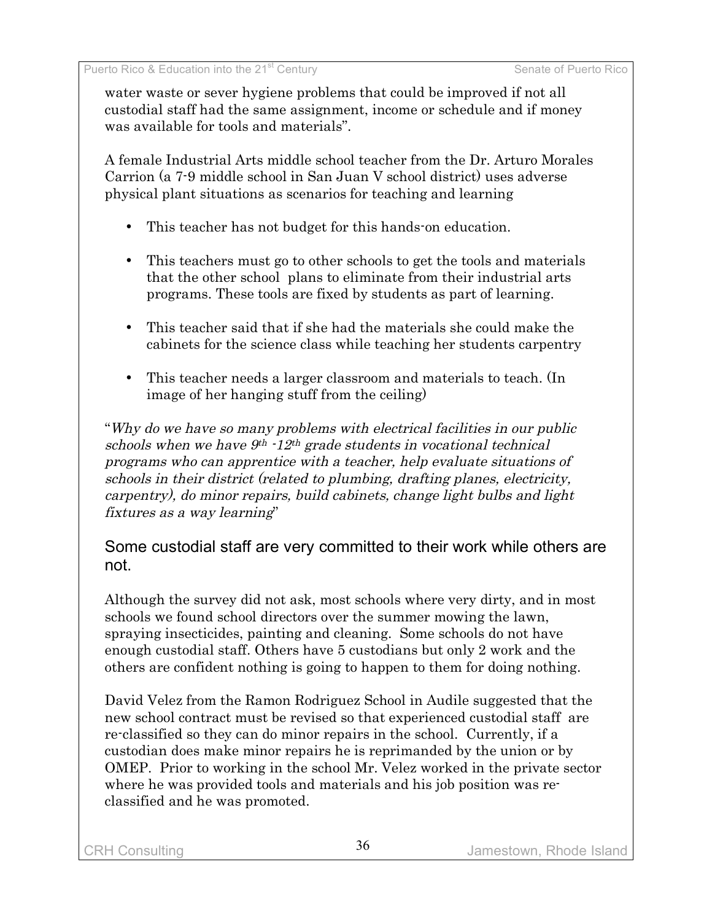water waste or sever hygiene problems that could be improved if not all custodial staff had the same assignment, income or schedule and if money was available for tools and materials".

A female Industrial Arts middle school teacher from the Dr. Arturo Morales Carrion (a 7-9 middle school in San Juan V school district) uses adverse physical plant situations as scenarios for teaching and learning

- This teacher has not budget for this hands-on education.
- This teachers must go to other schools to get the tools and materials that the other school plans to eliminate from their industrial arts programs. These tools are fixed by students as part of learning.
- This teacher said that if she had the materials she could make the cabinets for the science class while teaching her students carpentry
- This teacher needs a larger classroom and materials to teach. (In image of her hanging stuff from the ceiling)

"*Why do we have so many problems with electrical facilities in our public schools when we have 9th -12th grade students in vocational technical programs who can apprentice with a teacher, help evaluate situations of schools in their district (related to plumbing, drafting planes, electricity, carpentry), do minor repairs, build cabinets, change light bulbs and light fixtures as a way learning*"

## Some custodial staff are very committed to their work while others are not.

Although the survey did not ask, most schools where very dirty, and in most schools we found school directors over the summer mowing the lawn, spraying insecticides, painting and cleaning. Some schools do not have enough custodial staff. Others have 5 custodians but only 2 work and the others are confident nothing is going to happen to them for doing nothing.

David Velez from the Ramon Rodriguez School in Audile suggested that the new school contract must be revised so that experienced custodial staff are re-classified so they can do minor repairs in the school. Currently, if a custodian does make minor repairs he is reprimanded by the union or by OMEP. Prior to working in the school Mr. Velez worked in the private sector where he was provided tools and materials and his job position was re-classified and he was promoted.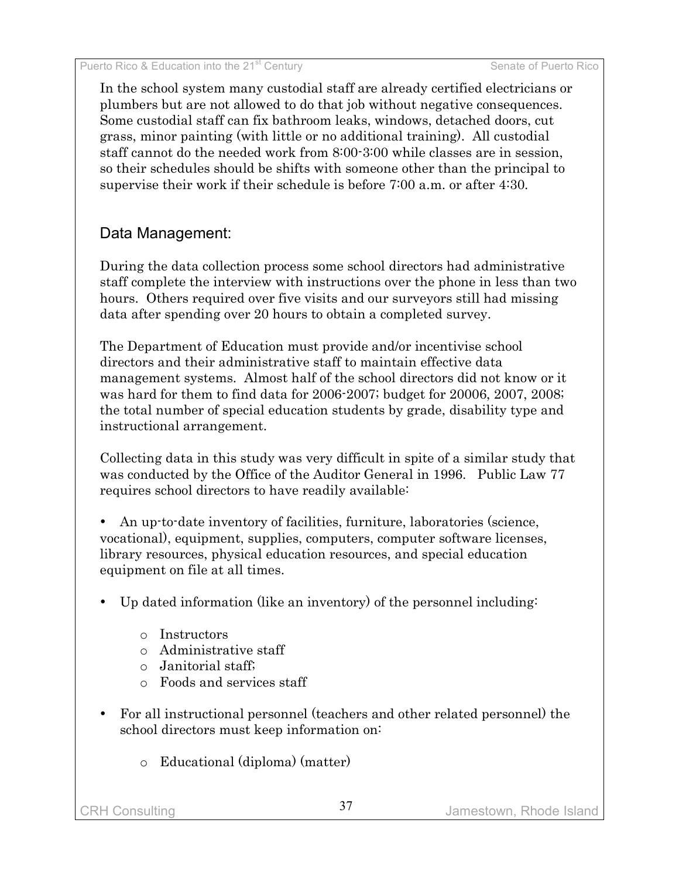In the school system many custodial staff are already certified electricians or plumbers but are not allowed to do that job without negative consequences. Some custodial staff can fix bathroom leaks, windows, detached doors, cut grass, minor painting (with little or no additional training). All custodial staff cannot do the needed work from 8:00-3:00 while classes are in session, so their schedules should be shifts with someone other than the principal to supervise their work if their schedule is before 7:00 a.m. or after 4:30.

## Data Management:

During the data collection process some school directors had administrative staff complete the interview with instructions over the phone in less than two hours. Others required over five visits and our surveyors still had missing data after spending over 20 hours to obtain a completed survey.

The Department of Education must provide and/or incentivise school directors and their administrative staff to maintain effective data management systems. Almost half of the school directors did not know or it was hard for them to find data for 2006-2007; budget for 20006, 2007, 2008; the total number of special education students by grade, disability type and instructional arrangement.

Collecting data in this study was very difficult in spite of a similar study that was conducted by the Office of the Auditor General in 1996. Public Law 77 requires school directors to have readily available:

- An up-to-date inventory of facilities, furniture, laboratories (science, vocational), equipment, supplies, computers, computer software licenses, library resources, physical education resources, and special education equipment on file at all times.
- Up dated information (like an inventory) of the personnel including:
  - Instructors
  - Administrative staff
  - Janitorial staff;
  - Foods and services staff
- For all instructional personnel (teachers and other related personnel) the school directors must keep information on:
  - Educational (diploma) (matter)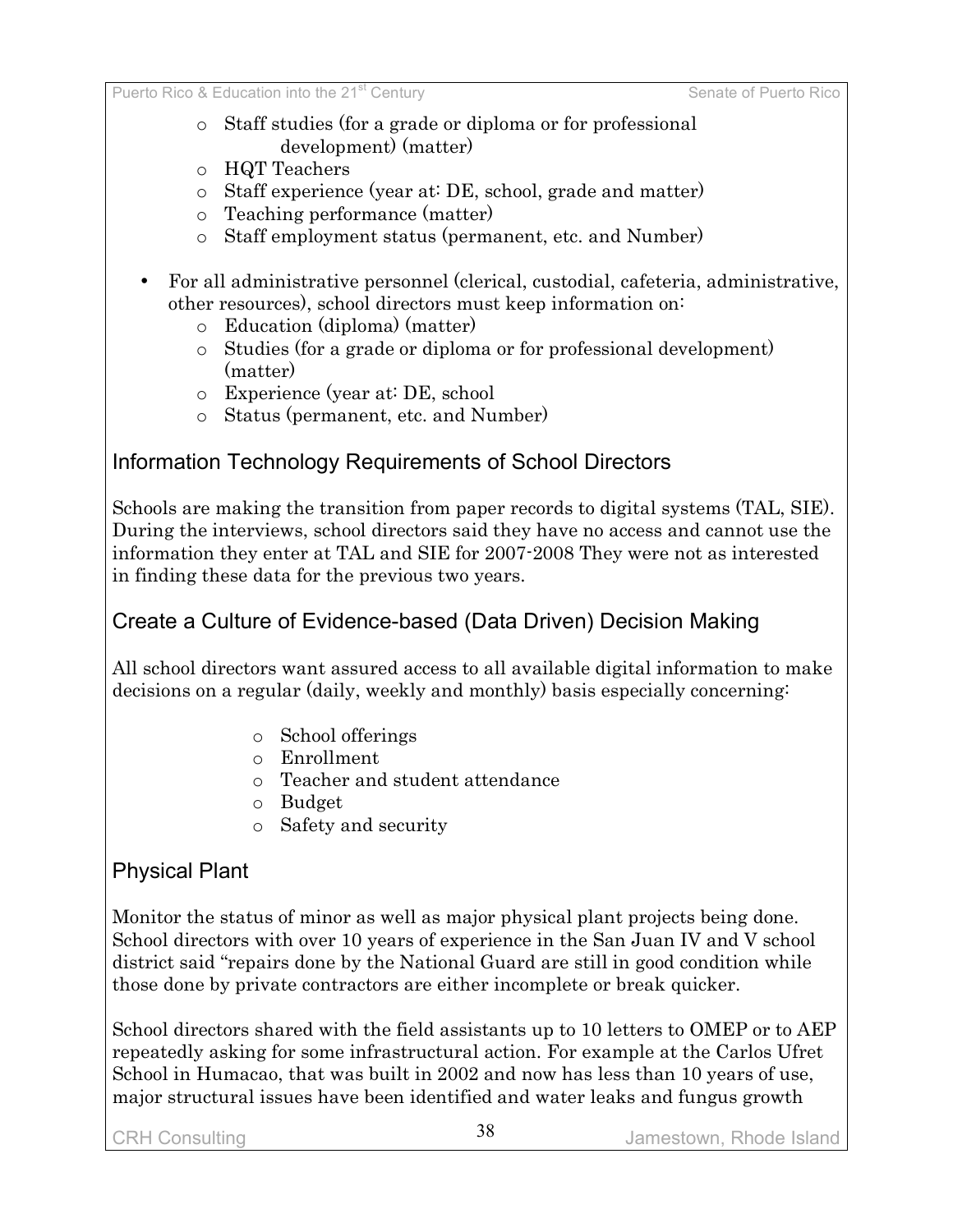- Staff studies (for a grade or diploma or for professional development) (matter)
  - HQT Teachers
  - Staff experience (year at: DE, school, grade and matter)
  - Teaching performance (matter)
  - Staff employment status (permanent, etc. and Number)

- For all administrative personnel (clerical, custodial, cafeteria, administrative, other resources), school directors must keep information on:
  - Education (diploma) (matter)
  - Studies (for a grade or diploma or for professional development) (matter)
  - Experience (year at: DE, school
  - Status (permanent, etc. and Number)

## Information Technology Requirements of School Directors

Schools are making the transition from paper records to digital systems (TAL, SIE). During the interviews, school directors said they have no access and cannot use the information they enter at TAL and SIE for 2007-2008 They were not as interested in finding these data for the previous two years.

## Create a Culture of Evidence-based (Data Driven) Decision Making

All school directors want assured access to all available digital information to make decisions on a regular (daily, weekly and monthly) basis especially concerning:

- School offerings
- Enrollment
- Teacher and student attendance
- Budget
- Safety and security

## Physical Plant

Monitor the status of minor as well as major physical plant projects being done. School directors with over 10 years of experience in the San Juan IV and V school district said "repairs done by the National Guard are still in good condition while those done by private contractors are either incomplete or break quicker.

School directors shared with the field assistants up to 10 letters to OMEP or to AEP repeatedly asking for some infrastructural action. For example at the Carlos Ufret School in Humacao, that was built in 2002 and now has less than 10 years of use, major structural issues have been identified and water leaks and fungus growth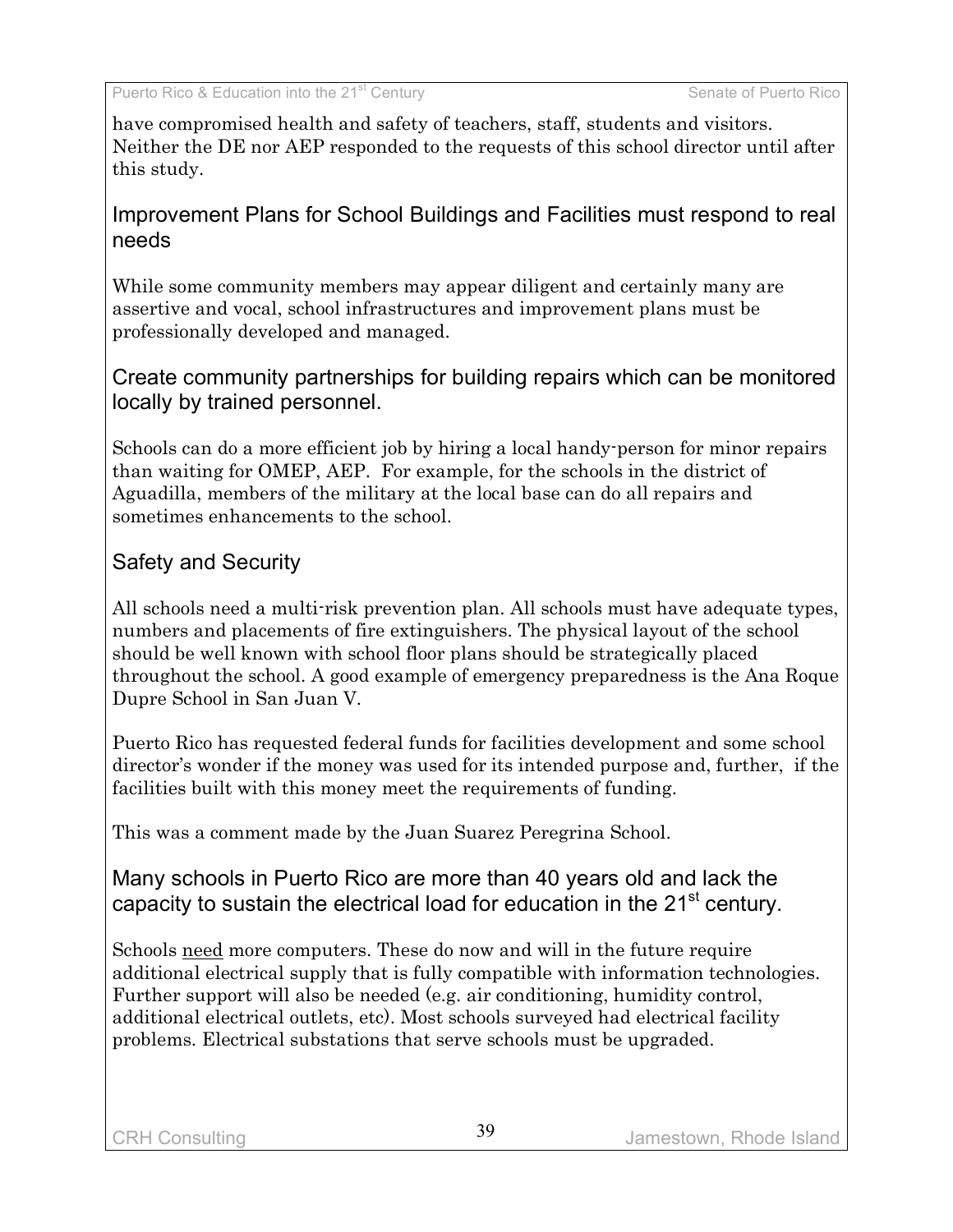have compromised health and safety of teachers, staff, students and visitors. Neither the DE nor AEP responded to the requests of this school director until after this study.

## Improvement Plans for School Buildings and Facilities must respond to real needs

While some community members may appear diligent and certainly many are assertive and vocal, school infrastructures and improvement plans must be professionally developed and managed.

## Create community partnerships for building repairs which can be monitored locally by trained personnel.

Schools can do a more efficient job by hiring a local handy-person for minor repairs than waiting for OMEP, AEP. For example, for the schools in the district of Aguadilla, members of the military at the local base can do all repairs and sometimes enhancements to the school.

## Safety and Security

All schools need a multi-risk prevention plan. All schools must have adequate types, numbers and placements of fire extinguishers. The physical layout of the school should be well known with school floor plans should be strategically placed throughout the school. A good example of emergency preparedness is the Ana Roque Dupre School in San Juan V.

Puerto Rico has requested federal funds for facilities development and some school director's wonder if the money was used for its intended purpose and, further, if the facilities built with this money meet the requirements of funding.

This was a comment made by the Juan Suarez Peregrina School.

## Many schools in Puerto Rico are more than 40 years old and lack the capacity to sustain the electrical load for education in the 21st century.

Schools <u>need</u> more computers. These do now and will in the future require additional electrical supply that is fully compatible with information technologies. Further support will also be needed (e.g. air conditioning, humidity control, additional electrical outlets, etc). Most schools surveyed had electrical facility problems. Electrical substations that serve schools must be upgraded.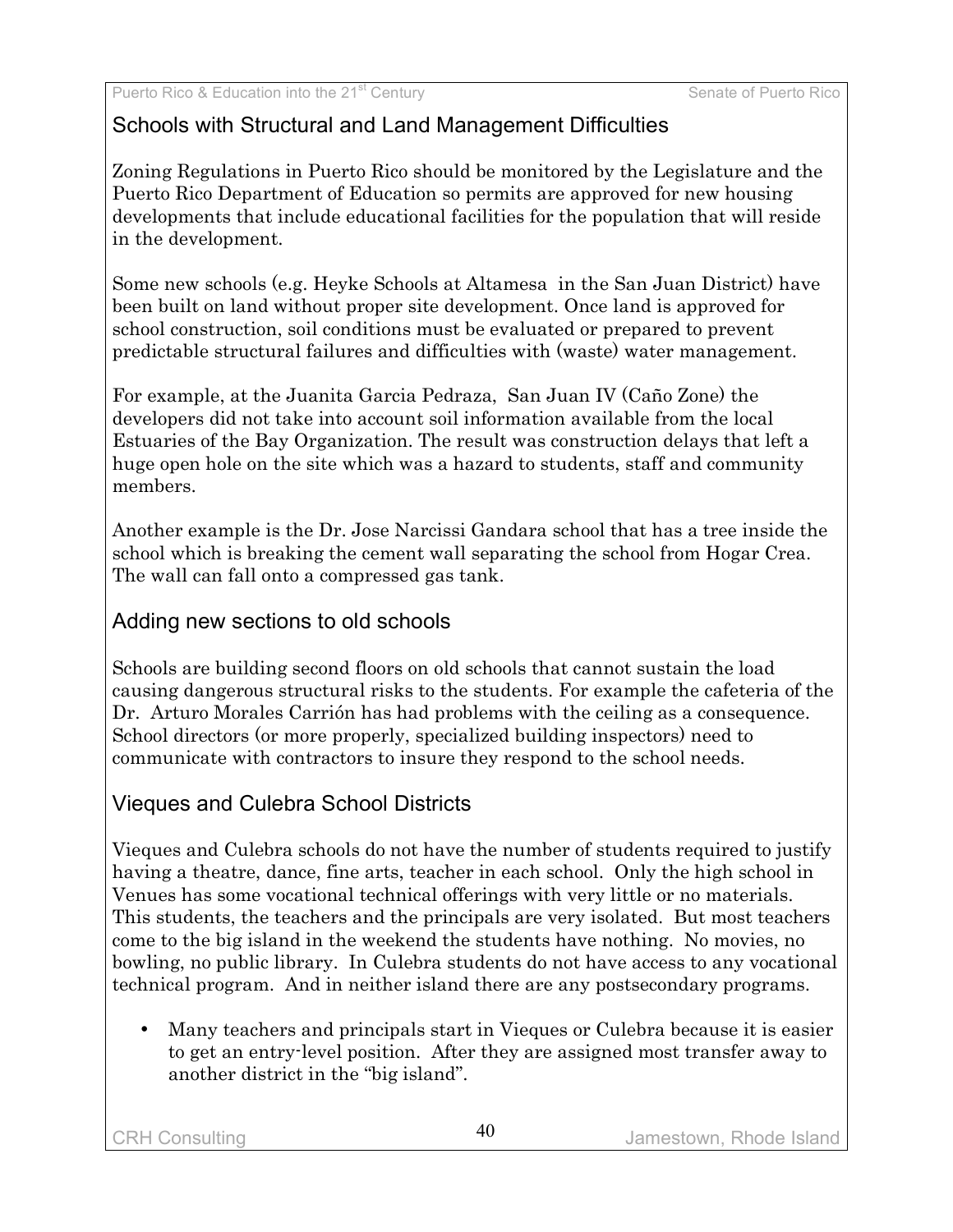## Schools with Structural and Land Management Difficulties

Zoning Regulations in Puerto Rico should be monitored by the Legislature and the Puerto Rico Department of Education so permits are approved for new housing developments that include educational facilities for the population that will reside in the development.

Some new schools (e.g. Heyke Schools at Altamesa in the San Juan District) have been built on land without proper site development. Once land is approved for school construction, soil conditions must be evaluated or prepared to prevent predictable structural failures and difficulties with (waste) water management.

For example, at the Juanita Garcia Pedraza, San Juan IV (Caño Zone) the developers did not take into account soil information available from the local Estuaries of the Bay Organization. The result was construction delays that left a huge open hole on the site which was a hazard to students, staff and community members.

Another example is the Dr. Jose Narcissi Gandara school that has a tree inside the school which is breaking the cement wall separating the school from Hogar Crea. The wall can fall onto a compressed gas tank.

## Adding new sections to old schools

Schools are building second floors on old schools that cannot sustain the load causing dangerous structural risks to the students. For example the cafeteria of the Dr. Arturo Morales Carrión has had problems with the ceiling as a consequence. School directors (or more properly, specialized building inspectors) need to communicate with contractors to insure they respond to the school needs.

## Vieques and Culebra School Districts

Vieques and Culebra schools do not have the number of students required to justify having a theatre, dance, fine arts, teacher in each school. Only the high school in Venues has some vocational technical offerings with very little or no materials. This students, the teachers and the principals are very isolated. But most teachers come to the big island in the weekend the students have nothing. No movies, no bowling, no public library. In Culebra students do not have access to any vocational technical program. And in neither island there are any postsecondary programs.

- Many teachers and principals start in Vieques or Culebra because it is easier to get an entry-level position. After they are assigned most transfer away to another district in the "big island".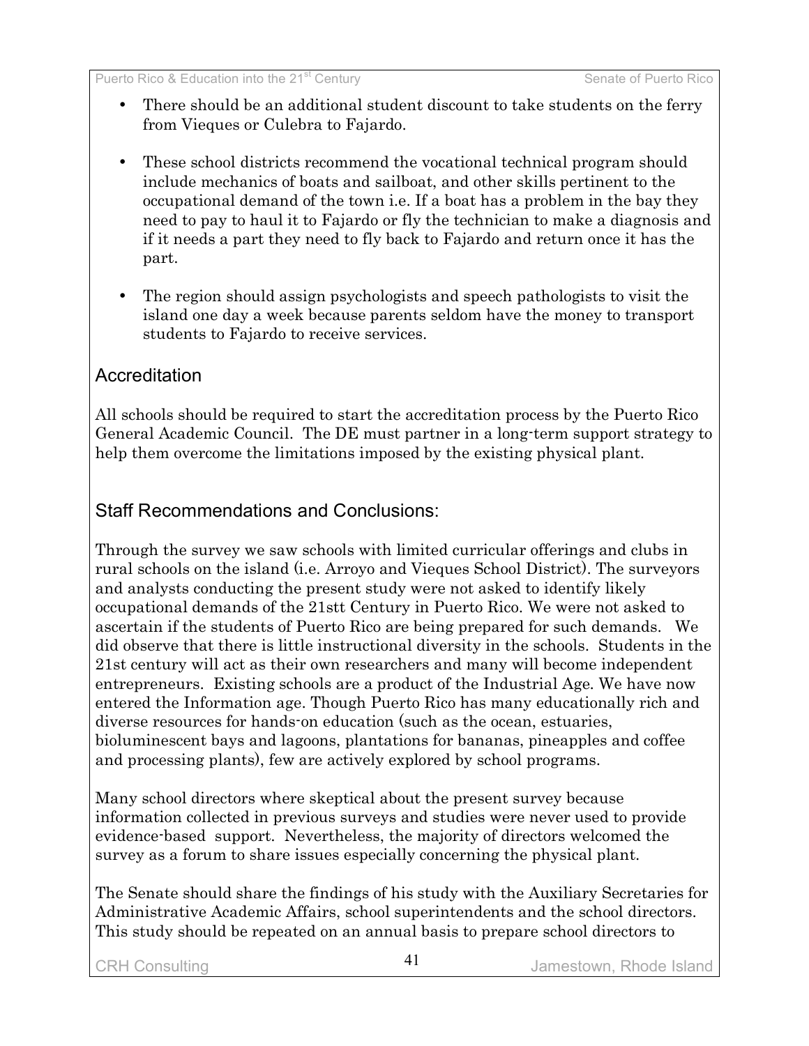- There should be an additional student discount to take students on the ferry from Vieques or Culebra to Fajardo.

- These school districts recommend the vocational technical program should include mechanics of boats and sailboat, and other skills pertinent to the occupational demand of the town i.e. If a boat has a problem in the bay they need to pay to haul it to Fajardo or fly the technician to make a diagnosis and if it needs a part they need to fly back to Fajardo and return once it has the part.

- The region should assign psychologists and speech pathologists to visit the island one day a week because parents seldom have the money to transport students to Fajardo to receive services.

## Accreditation

All schools should be required to start the accreditation process by the Puerto Rico General Academic Council. The DE must partner in a long-term support strategy to help them overcome the limitations imposed by the existing physical plant.

## Staff Recommendations and Conclusions:

Through the survey we saw schools with limited curricular offerings and clubs in rural schools on the island (i.e. Arroyo and Vieques School District). The surveyors and analysts conducting the present study were not asked to identify likely occupational demands of the 21stt Century in Puerto Rico. We were not asked to ascertain if the students of Puerto Rico are being prepared for such demands. We did observe that there is little instructional diversity in the schools. Students in the 21st century will act as their own researchers and many will become independent entrepreneurs. Existing schools are a product of the Industrial Age. We have now entered the Information age. Though Puerto Rico has many educationally rich and diverse resources for hands-on education (such as the ocean, estuaries, bioluminescent bays and lagoons, plantations for bananas, pineapples and coffee and processing plants), few are actively explored by school programs.

Many school directors where skeptical about the present survey because information collected in previous surveys and studies were never used to provide evidence-based support. Nevertheless, the majority of directors welcomed the survey as a forum to share issues especially concerning the physical plant.

The Senate should share the findings of his study with the Auxiliary Secretaries for Administrative Academic Affairs, school superintendents and the school directors. This study should be repeated on an annual basis to prepare school directors to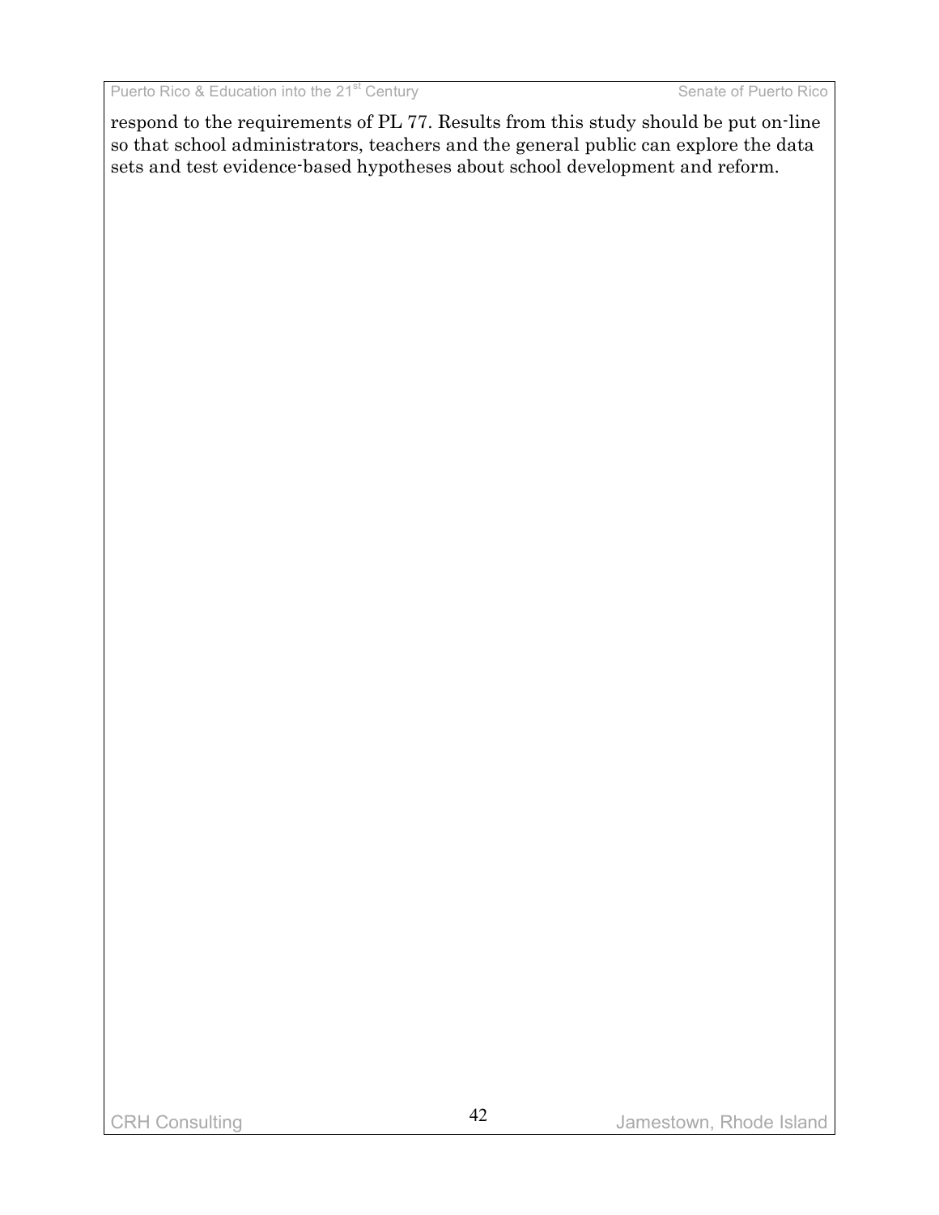respond to the requirements of PL 77. Results from this study should be put on-line so that school administrators, teachers and the general public can explore the data sets and test evidence-based hypotheses about school development and reform.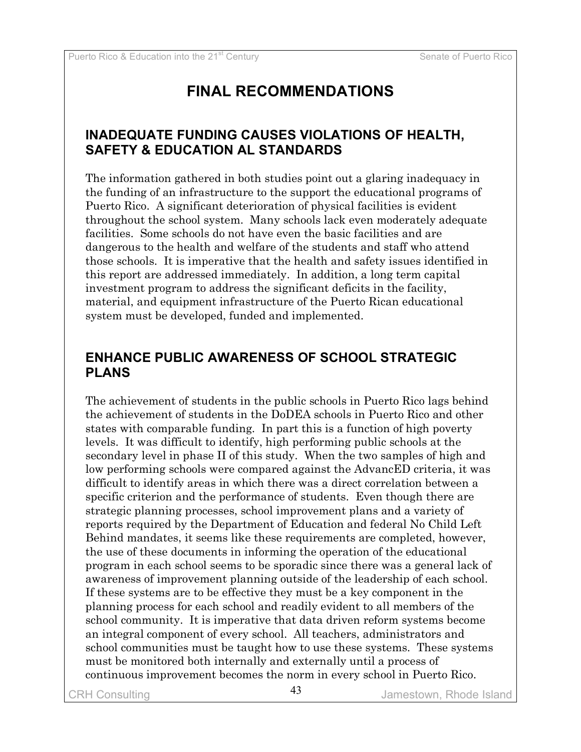# FINAL RECOMMENDATIONS

## INADEQUATE FUNDING CAUSES VIOLATIONS OF HEALTH, SAFETY & EDUCATION AL STANDARDS

The information gathered in both studies point out a glaring inadequacy in the funding of an infrastructure to the support the educational programs of Puerto Rico. A significant deterioration of physical facilities is evident throughout the school system. Many schools lack even moderately adequate facilities. Some schools do not have even the basic facilities and are dangerous to the health and welfare of the students and staff who attend those schools. It is imperative that the health and safety issues identified in this report are addressed immediately. In addition, a long term capital investment program to address the significant deficits in the facility, material, and equipment infrastructure of the Puerto Rican educational system must be developed, funded and implemented.

## ENHANCE PUBLIC AWARENESS OF SCHOOL STRATEGIC PLANS

The achievement of students in the public schools in Puerto Rico lags behind the achievement of students in the DoDEA schools in Puerto Rico and other states with comparable funding. In part this is a function of high poverty levels. It was difficult to identify, high performing public schools at the secondary level in phase II of this study. When the two samples of high and low performing schools were compared against the AdvancED criteria, it was difficult to identify areas in which there was a direct correlation between a specific criterion and the performance of students. Even though there are strategic planning processes, school improvement plans and a variety of reports required by the Department of Education and federal No Child Left Behind mandates, it seems like these requirements are completed, however, the use of these documents in informing the operation of the educational program in each school seems to be sporadic since there was a general lack of awareness of improvement planning outside of the leadership of each school. If these systems are to be effective they must be a key component in the planning process for each school and readily evident to all members of the school community. It is imperative that data driven reform systems become an integral component of every school. All teachers, administrators and school communities must be taught how to use these systems. These systems must be monitored both internally and externally until a process of continuous improvement becomes the norm in every school in Puerto Rico.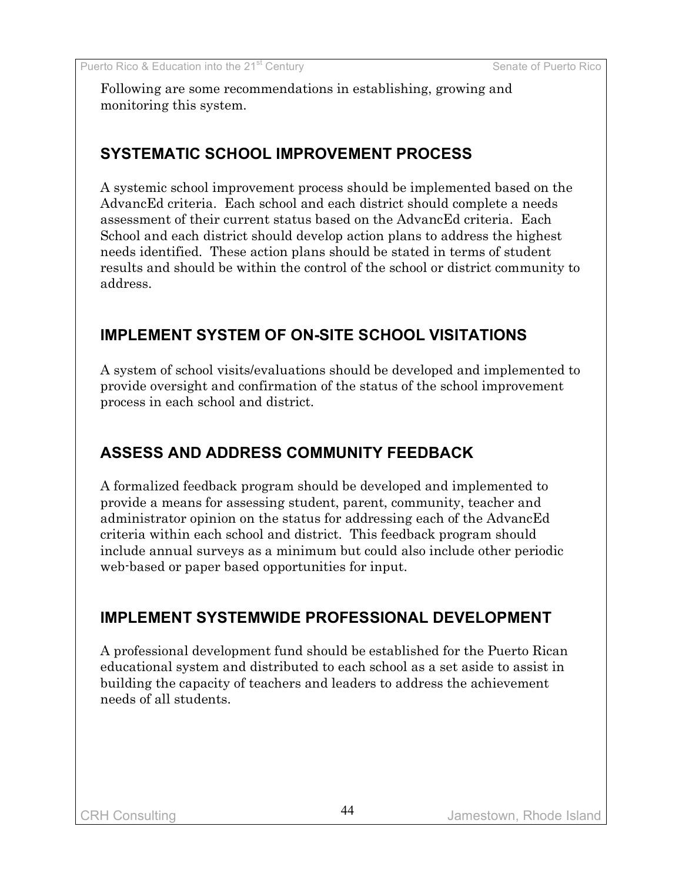Following are some recommendations in establishing, growing and monitoring this system.

## SYSTEMATIC SCHOOL IMPROVEMENT PROCESS

A systemic school improvement process should be implemented based on the AdvancEd criteria. Each school and each district should complete a needs assessment of their current status based on the AdvancEd criteria. Each School and each district should develop action plans to address the highest needs identified. These action plans should be stated in terms of student results and should be within the control of the school or district community to address.

## IMPLEMENT SYSTEM OF ON-SITE SCHOOL VISITATIONS

A system of school visits/evaluations should be developed and implemented to provide oversight and confirmation of the status of the school improvement process in each school and district.

## ASSESS AND ADDRESS COMMUNITY FEEDBACK

A formalized feedback program should be developed and implemented to provide a means for assessing student, parent, community, teacher and administrator opinion on the status for addressing each of the AdvancEd criteria within each school and district. This feedback program should include annual surveys as a minimum but could also include other periodic web-based or paper based opportunities for input.

## IMPLEMENT SYSTEMWIDE PROFESSIONAL DEVELOPMENT

A professional development fund should be established for the Puerto Rican educational system and distributed to each school as a set aside to assist in building the capacity of teachers and leaders to address the achievement needs of all students.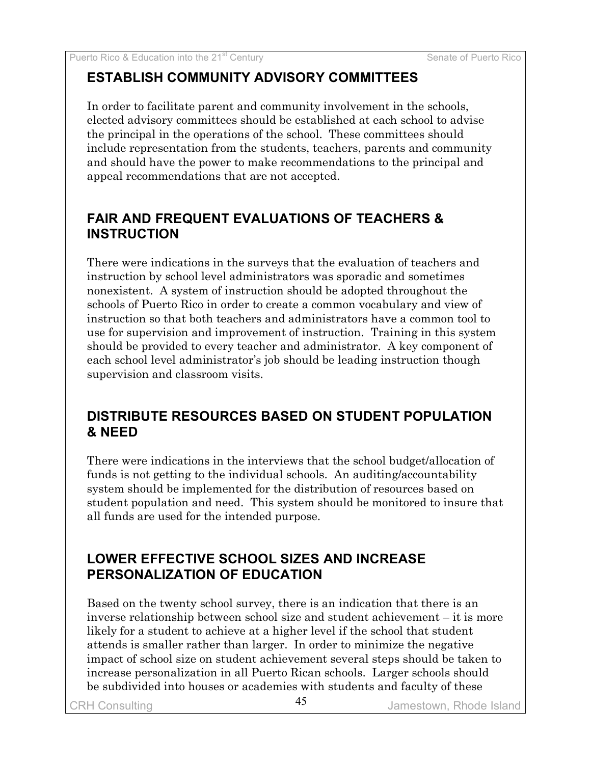## ESTABLISH COMMUNITY ADVISORY COMMITTEES

In order to facilitate parent and community involvement in the schools, elected advisory committees should be established at each school to advise the principal in the operations of the school. These committees should include representation from the students, teachers, parents and community and should have the power to make recommendations to the principal and appeal recommendations that are not accepted.

## FAIR AND FREQUENT EVALUATIONS OF TEACHERS & INSTRUCTION

There were indications in the surveys that the evaluation of teachers and instruction by school level administrators was sporadic and sometimes nonexistent. A system of instruction should be adopted throughout the schools of Puerto Rico in order to create a common vocabulary and view of instruction so that both teachers and administrators have a common tool to use for supervision and improvement of instruction. Training in this system should be provided to every teacher and administrator. A key component of each school level administrator's job should be leading instruction though supervision and classroom visits.

## DISTRIBUTE RESOURCES BASED ON STUDENT POPULATION & NEED

There were indications in the interviews that the school budget/allocation of funds is not getting to the individual schools. An auditing/accountability system should be implemented for the distribution of resources based on student population and need. This system should be monitored to insure that all funds are used for the intended purpose.

## LOWER EFFECTIVE SCHOOL SIZES AND INCREASE PERSONALIZATION OF EDUCATION

Based on the twenty school survey, there is an indication that there is an inverse relationship between school size and student achievement – it is more likely for a student to achieve at a higher level if the school that student attends is smaller rather than larger. In order to minimize the negative impact of school size on student achievement several steps should be taken to increase personalization in all Puerto Rican schools. Larger schools should be subdivided into houses or academies with students and faculty of these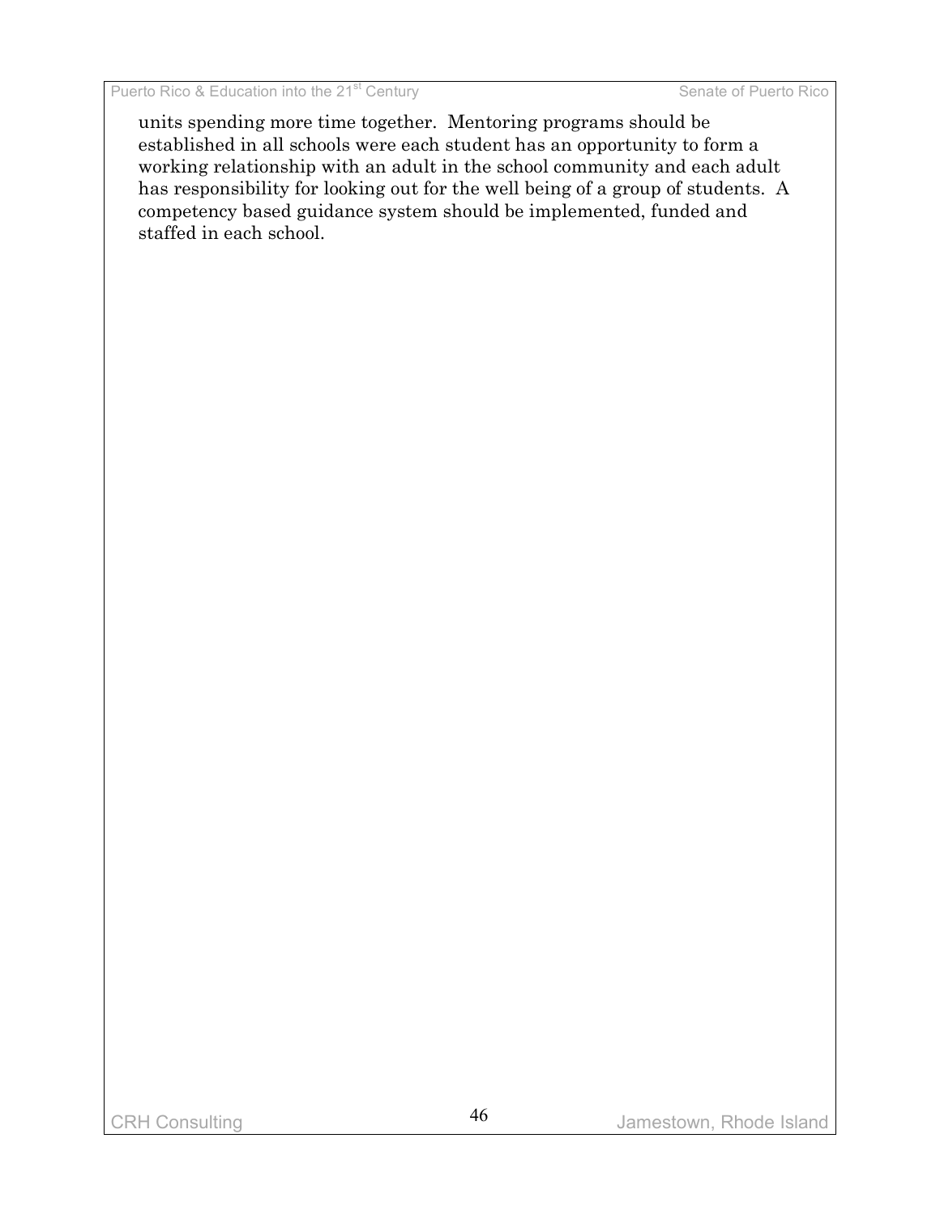units spending more time together. Mentoring programs should be established in all schools were each student has an opportunity to form a working relationship with an adult in the school community and each adult has responsibility for looking out for the well being of a group of students. A competency based guidance system should be implemented, funded and staffed in each school.